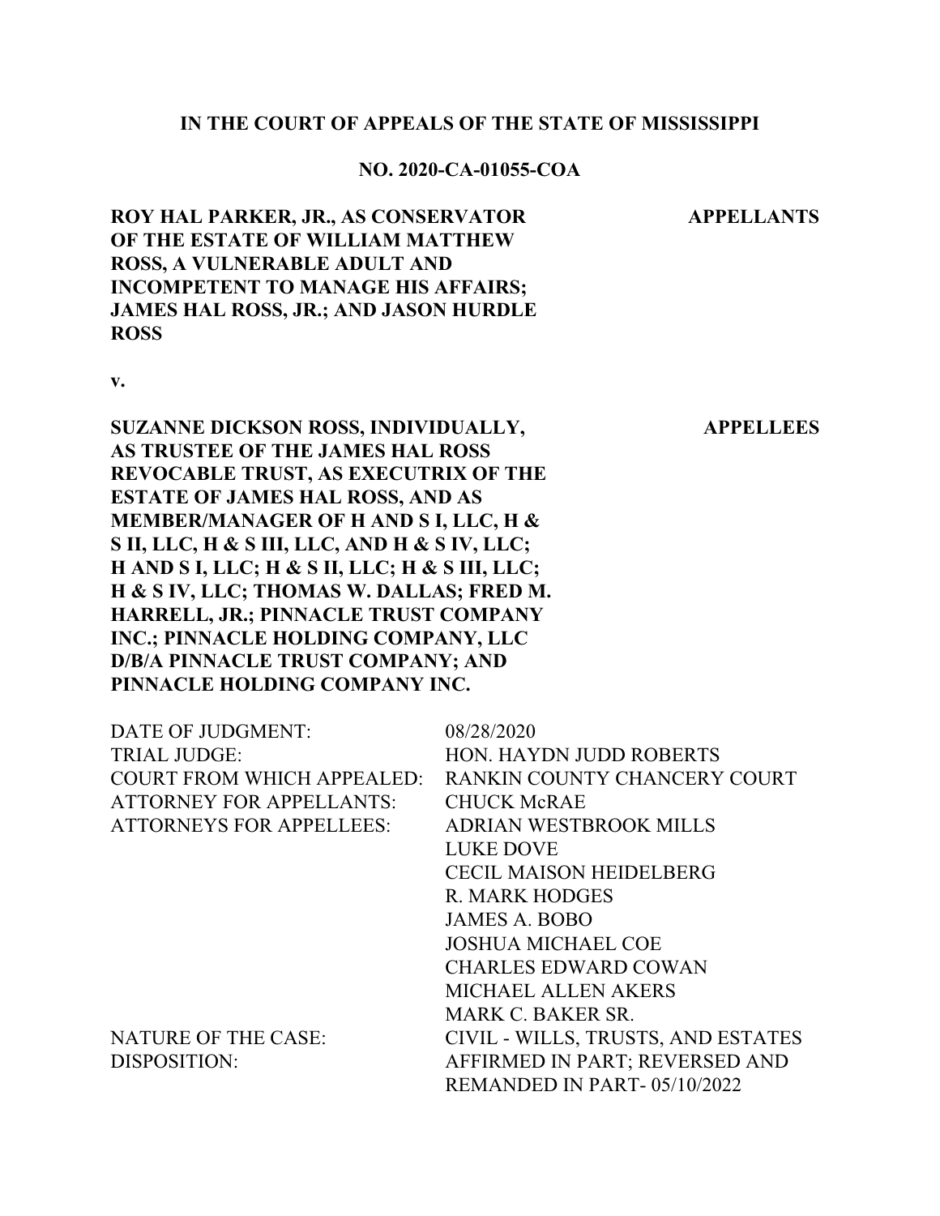**IN THE COURT OF APPEALS OF THE STATE OF MISSISSIPPI**

**NO. 2020-CA-01055-COA**

**ROY HAL PARKER, JR., AS CONSERVATOR OF THE ESTATE OF WILLIAM MATTHEW ROSS, A VULNERABLE ADULT AND INCOMPETENT TO MANAGE HIS AFFAIRS; JAMES HAL ROSS, JR.; AND JASON HURDLE ROSS** — **APPELLANTS**

**v.**

**SUZANNE DICKSON ROSS, INDIVIDUALLY, AS TRUSTEE OF THE JAMES HAL ROSS REVOCABLE TRUST, AS EXECUTRIX OF THE ESTATE OF JAMES HAL ROSS, AND AS MEMBER/MANAGER OF H AND S I, LLC, H & S II, LLC, H & S III, LLC, AND H & S IV, LLC; H AND S I, LLC; H & S II, LLC; H & S III, LLC; H & S IV, LLC; THOMAS W. DALLAS; FRED M. HARRELL, JR.; PINNACLE TRUST COMPANY INC.; PINNACLE HOLDING COMPANY, LLC D/B/A PINNACLE TRUST COMPANY; AND PINNACLE HOLDING COMPANY INC.** — **APPELLEES**

| | |
|---|---|
| DATE OF JUDGMENT: | 08/28/2020 |
| TRIAL JUDGE: | HON. HAYDN JUDD ROBERTS |
| COURT FROM WHICH APPEALED: | RANKIN COUNTY CHANCERY COURT |
| ATTORNEY FOR APPELLANTS: | CHUCK McRAE |
| ATTORNEYS FOR APPELLEES: | ADRIAN WESTBROOK MILLS<br>LUKE DOVE<br>CECIL MAISON HEIDELBERG<br>R. MARK HODGES<br>JAMES A. BOBO<br>JOSHUA MICHAEL COE<br>CHARLES EDWARD COWAN<br>MICHAEL ALLEN AKERS<br>MARK C. BAKER SR. |
| NATURE OF THE CASE: | CIVIL - WILLS, TRUSTS, AND ESTATES |
| DISPOSITION: | AFFIRMED IN PART; REVERSED AND REMANDED IN PART- 05/10/2022 |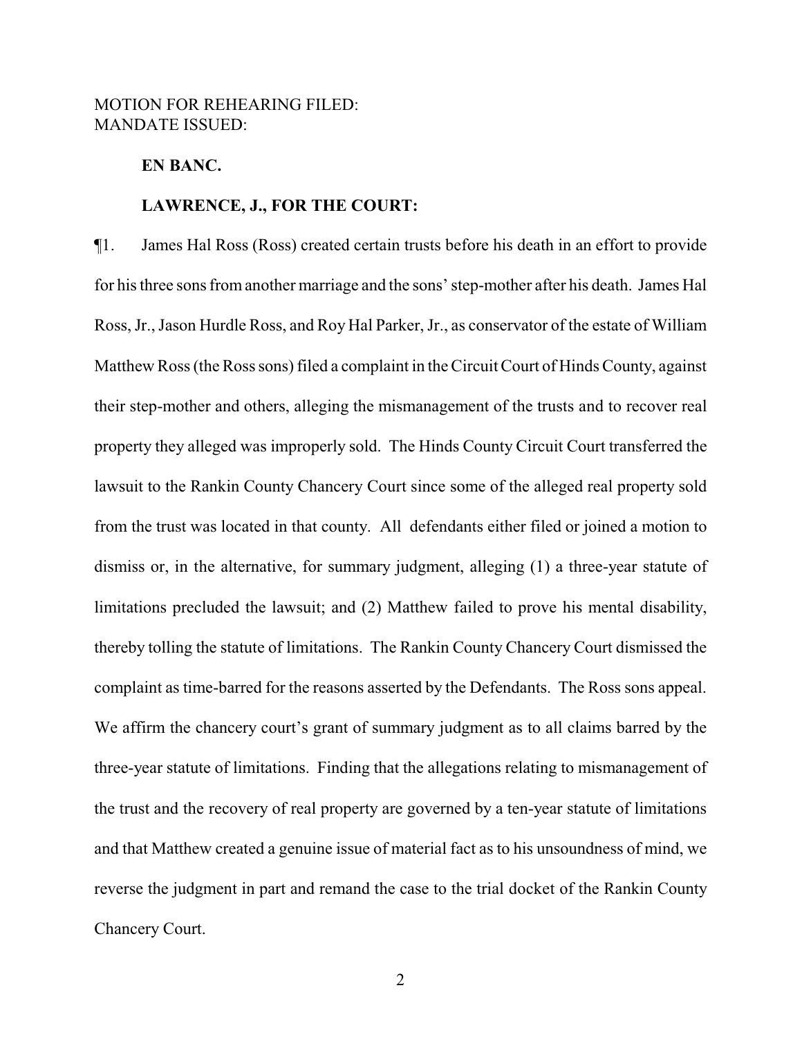MOTION FOR REHEARING FILED:
MANDATE ISSUED:

**EN BANC.**

**LAWRENCE, J., FOR THE COURT:**

¶1. James Hal Ross (Ross) created certain trusts before his death in an effort to provide for his three sons from another marriage and the sons' step-mother after his death. James Hal Ross, Jr., Jason Hurdle Ross, and Roy Hal Parker, Jr., as conservator of the estate of William Matthew Ross (the Ross sons) filed a complaint in the Circuit Court of Hinds County, against their step-mother and others, alleging the mismanagement of the trusts and to recover real property they alleged was improperly sold. The Hinds County Circuit Court transferred the lawsuit to the Rankin County Chancery Court since some of the alleged real property sold from the trust was located in that county. All defendants either filed or joined a motion to dismiss or, in the alternative, for summary judgment, alleging (1) a three-year statute of limitations precluded the lawsuit; and (2) Matthew failed to prove his mental disability, thereby tolling the statute of limitations. The Rankin County Chancery Court dismissed the complaint as time-barred for the reasons asserted by the Defendants. The Ross sons appeal. We affirm the chancery court's grant of summary judgment as to all claims barred by the three-year statute of limitations. Finding that the allegations relating to mismanagement of the trust and the recovery of real property are governed by a ten-year statute of limitations and that Matthew created a genuine issue of material fact as to his unsoundness of mind, we reverse the judgment in part and remand the case to the trial docket of the Rankin County Chancery Court.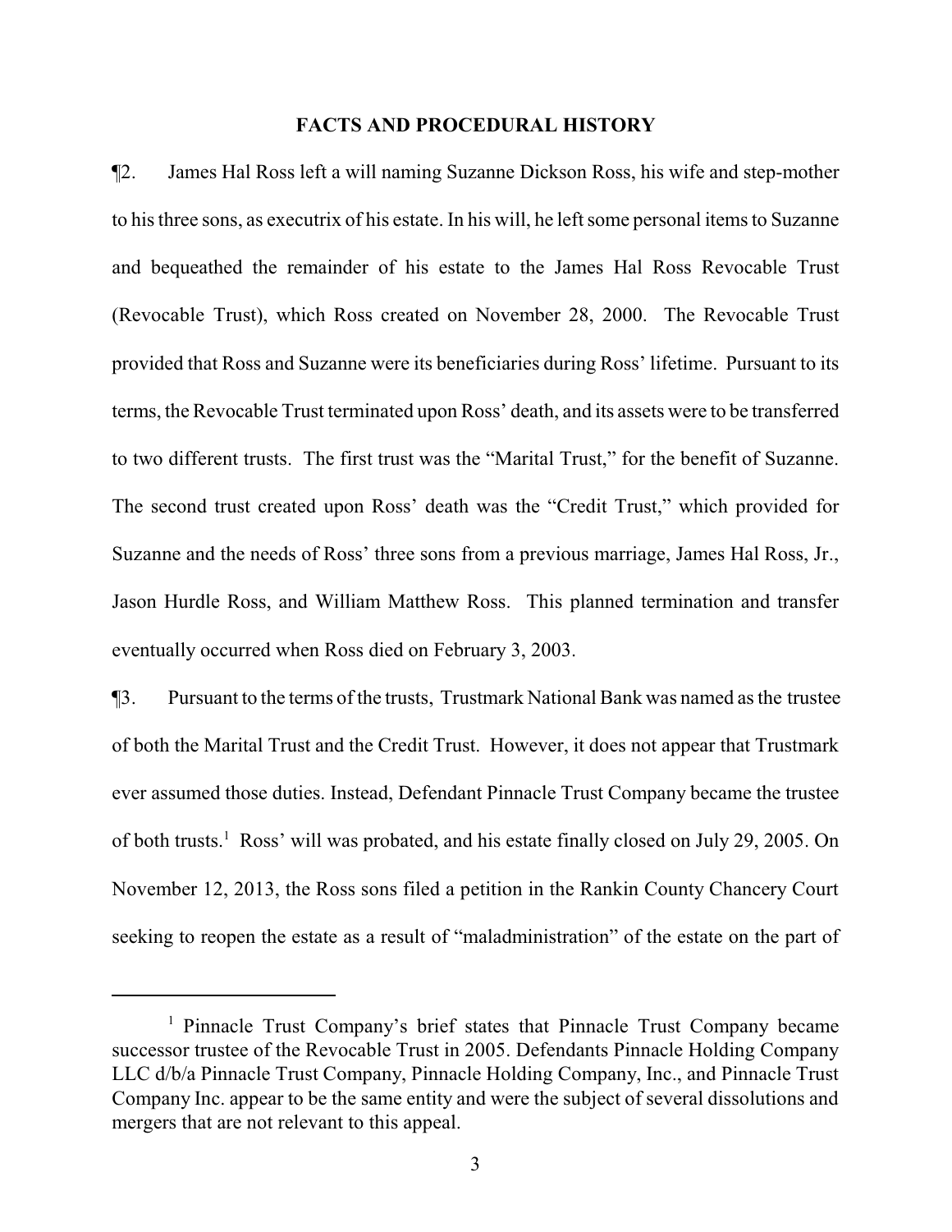## FACTS AND PROCEDURAL HISTORY

¶2. James Hal Ross left a will naming Suzanne Dickson Ross, his wife and step-mother to his three sons, as executrix of his estate. In his will, he left some personal items to Suzanne and bequeathed the remainder of his estate to the James Hal Ross Revocable Trust (Revocable Trust), which Ross created on November 28, 2000. The Revocable Trust provided that Ross and Suzanne were its beneficiaries during Ross' lifetime. Pursuant to its terms, the Revocable Trust terminated upon Ross' death, and its assets were to be transferred to two different trusts. The first trust was the "Marital Trust," for the benefit of Suzanne. The second trust created upon Ross' death was the "Credit Trust," which provided for Suzanne and the needs of Ross' three sons from a previous marriage, James Hal Ross, Jr., Jason Hurdle Ross, and William Matthew Ross. This planned termination and transfer eventually occurred when Ross died on February 3, 2003.

¶3. Pursuant to the terms of the trusts, Trustmark National Bank was named as the trustee of both the Marital Trust and the Credit Trust. However, it does not appear that Trustmark ever assumed those duties. Instead, Defendant Pinnacle Trust Company became the trustee of both trusts.[1] Ross' will was probated, and his estate finally closed on July 29, 2005. On November 12, 2013, the Ross sons filed a petition in the Rankin County Chancery Court seeking to reopen the estate as a result of "maladministration" of the estate on the part of

[1] Pinnacle Trust Company's brief states that Pinnacle Trust Company became successor trustee of the Revocable Trust in 2005. Defendants Pinnacle Holding Company LLC d/b/a Pinnacle Trust Company, Pinnacle Holding Company, Inc., and Pinnacle Trust Company Inc. appear to be the same entity and were the subject of several dissolutions and mergers that are not relevant to this appeal.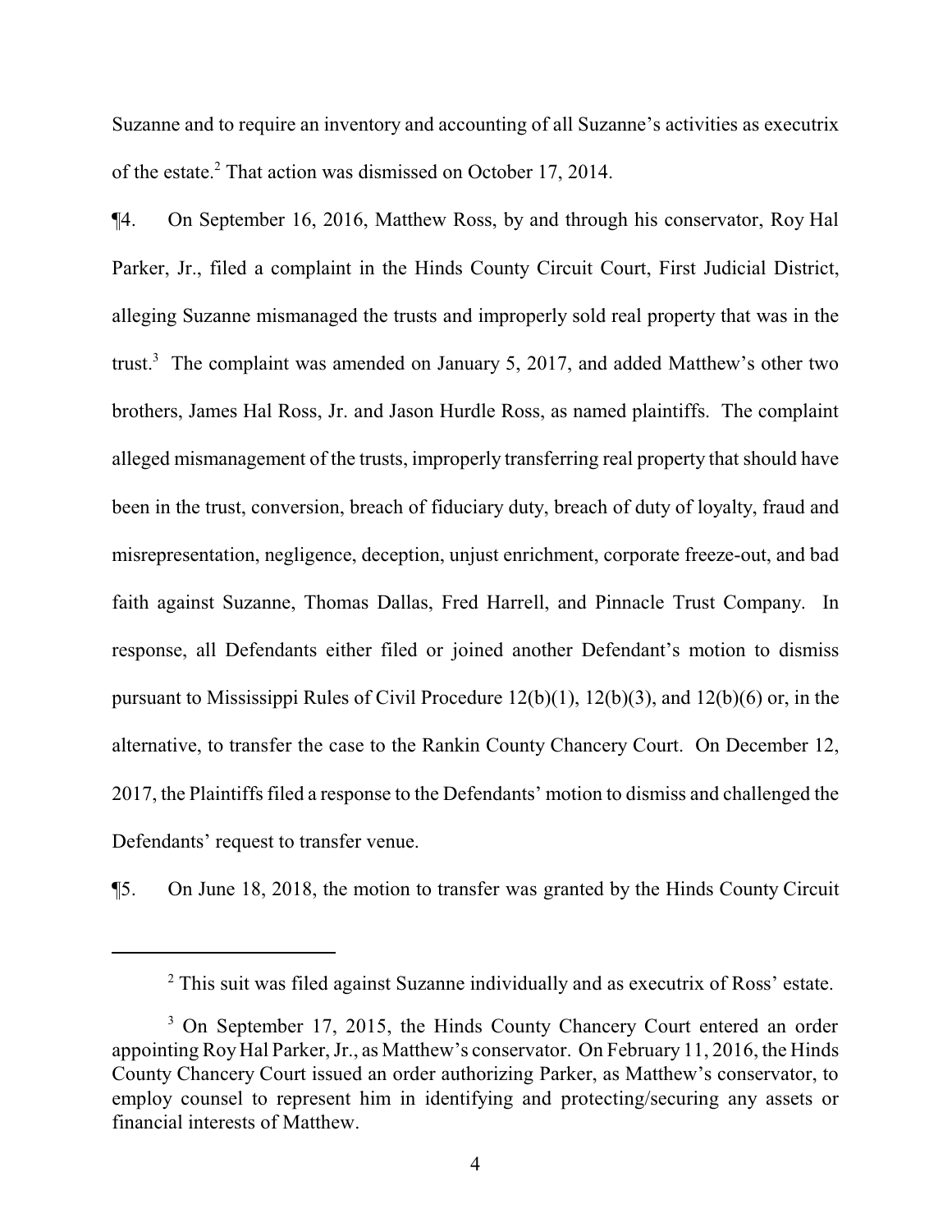Suzanne and to require an inventory and accounting of all Suzanne's activities as executrix of the estate.[2] That action was dismissed on October 17, 2014.

¶4. On September 16, 2016, Matthew Ross, by and through his conservator, Roy Hal Parker, Jr., filed a complaint in the Hinds County Circuit Court, First Judicial District, alleging Suzanne mismanaged the trusts and improperly sold real property that was in the trust.[3] The complaint was amended on January 5, 2017, and added Matthew's other two brothers, James Hal Ross, Jr. and Jason Hurdle Ross, as named plaintiffs. The complaint alleged mismanagement of the trusts, improperly transferring real property that should have been in the trust, conversion, breach of fiduciary duty, breach of duty of loyalty, fraud and misrepresentation, negligence, deception, unjust enrichment, corporate freeze-out, and bad faith against Suzanne, Thomas Dallas, Fred Harrell, and Pinnacle Trust Company. In response, all Defendants either filed or joined another Defendant's motion to dismiss pursuant to Mississippi Rules of Civil Procedure 12(b)(1), 12(b)(3), and 12(b)(6) or, in the alternative, to transfer the case to the Rankin County Chancery Court. On December 12, 2017, the Plaintiffs filed a response to the Defendants' motion to dismiss and challenged the Defendants' request to transfer venue.

¶5. On June 18, 2018, the motion to transfer was granted by the Hinds County Circuit

---

[2] This suit was filed against Suzanne individually and as executrix of Ross' estate.

[3] On September 17, 2015, the Hinds County Chancery Court entered an order appointing Roy Hal Parker, Jr., as Matthew's conservator. On February 11, 2016, the Hinds County Chancery Court issued an order authorizing Parker, as Matthew's conservator, to employ counsel to represent him in identifying and protecting/securing any assets or financial interests of Matthew.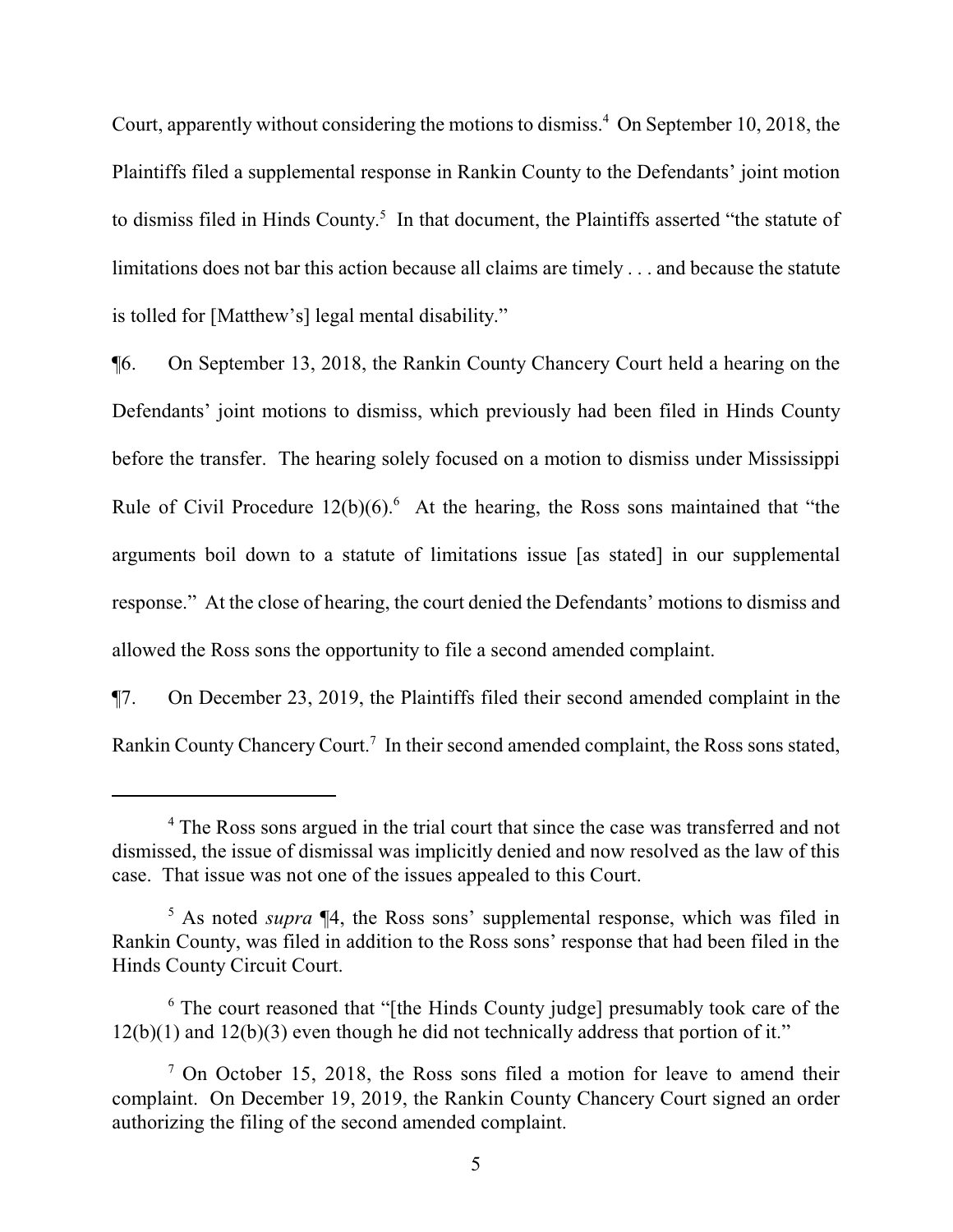Court, apparently without considering the motions to dismiss.[4] On September 10, 2018, the Plaintiffs filed a supplemental response in Rankin County to the Defendants' joint motion to dismiss filed in Hinds County.[5] In that document, the Plaintiffs asserted "the statute of limitations does not bar this action because all claims are timely . . . and because the statute is tolled for [Matthew's] legal mental disability."

¶6. On September 13, 2018, the Rankin County Chancery Court held a hearing on the Defendants' joint motions to dismiss, which previously had been filed in Hinds County before the transfer. The hearing solely focused on a motion to dismiss under Mississippi Rule of Civil Procedure 12(b)(6).[6] At the hearing, the Ross sons maintained that "the arguments boil down to a statute of limitations issue [as stated] in our supplemental response." At the close of hearing, the court denied the Defendants' motions to dismiss and allowed the Ross sons the opportunity to file a second amended complaint.

¶7. On December 23, 2019, the Plaintiffs filed their second amended complaint in the Rankin County Chancery Court.[7] In their second amended complaint, the Ross sons stated,

---

[4] The Ross sons argued in the trial court that since the case was transferred and not dismissed, the issue of dismissal was implicitly denied and now resolved as the law of this case. That issue was not one of the issues appealed to this Court.

[5] As noted *supra* ¶4, the Ross sons' supplemental response, which was filed in Rankin County, was filed in addition to the Ross sons' response that had been filed in the Hinds County Circuit Court.

[6] The court reasoned that "[the Hinds County judge] presumably took care of the 12(b)(1) and 12(b)(3) even though he did not technically address that portion of it."

[7] On October 15, 2018, the Ross sons filed a motion for leave to amend their complaint. On December 19, 2019, the Rankin County Chancery Court signed an order authorizing the filing of the second amended complaint.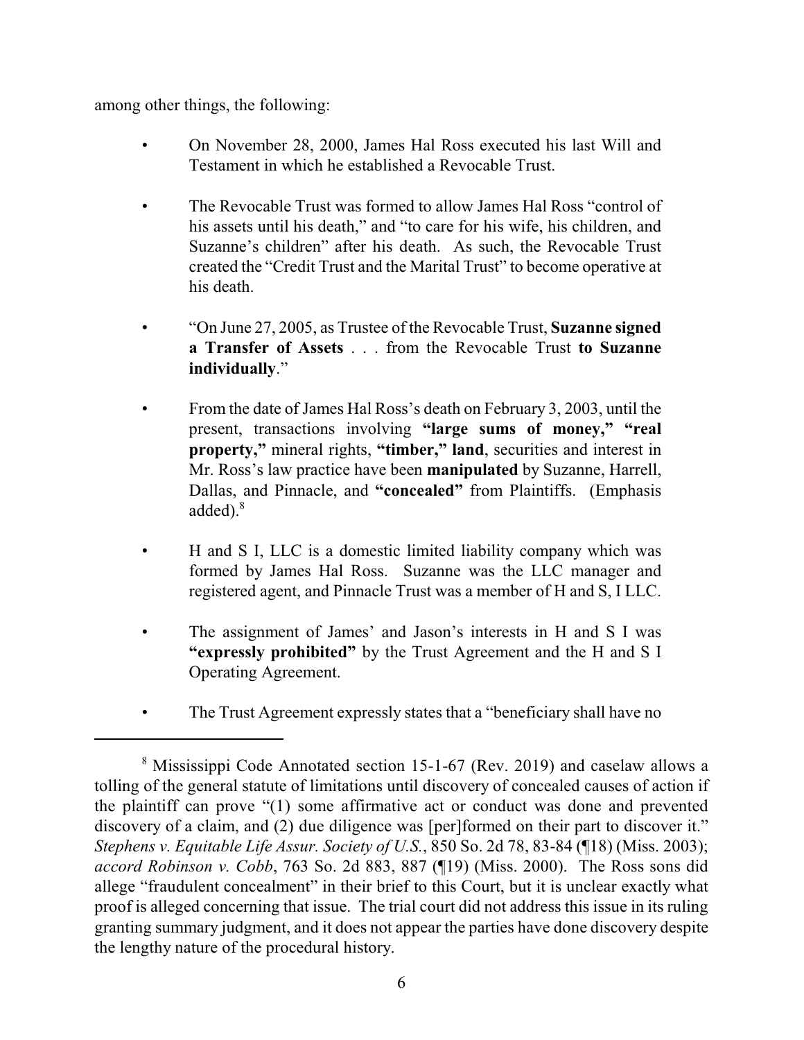among other things, the following:

- On November 28, 2000, James Hal Ross executed his last Will and Testament in which he established a Revocable Trust.

- The Revocable Trust was formed to allow James Hal Ross "control of his assets until his death," and "to care for his wife, his children, and Suzanne's children" after his death. As such, the Revocable Trust created the "Credit Trust and the Marital Trust" to become operative at his death.

- "On June 27, 2005, as Trustee of the Revocable Trust, **Suzanne signed a Transfer of Assets** . . . from the Revocable Trust **to Suzanne individually**."

- From the date of James Hal Ross's death on February 3, 2003, until the present, transactions involving **"large sums of money," "real property,"** mineral rights, **"timber," land**, securities and interest in Mr. Ross's law practice have been **manipulated** by Suzanne, Harrell, Dallas, and Pinnacle, and **"concealed"** from Plaintiffs. (Emphasis added).[8]

- H and S I, LLC is a domestic limited liability company which was formed by James Hal Ross. Suzanne was the LLC manager and registered agent, and Pinnacle Trust was a member of H and S, I LLC.

- The assignment of James' and Jason's interests in H and S I was **"expressly prohibited"** by the Trust Agreement and the H and S I Operating Agreement.

- The Trust Agreement expressly states that a "beneficiary shall have no

---

[8] Mississippi Code Annotated section 15-1-67 (Rev. 2019) and caselaw allows a tolling of the general statute of limitations until discovery of concealed causes of action if the plaintiff can prove "(1) some affirmative act or conduct was done and prevented discovery of a claim, and (2) due diligence was [per]formed on their part to discover it." *Stephens v. Equitable Life Assur. Society of U.S.*, 850 So. 2d 78, 83-84 (¶18) (Miss. 2003); *accord Robinson v. Cobb*, 763 So. 2d 883, 887 (¶19) (Miss. 2000). The Ross sons did allege "fraudulent concealment" in their brief to this Court, but it is unclear exactly what proof is alleged concerning that issue. The trial court did not address this issue in its ruling granting summary judgment, and it does not appear the parties have done discovery despite the lengthy nature of the procedural history.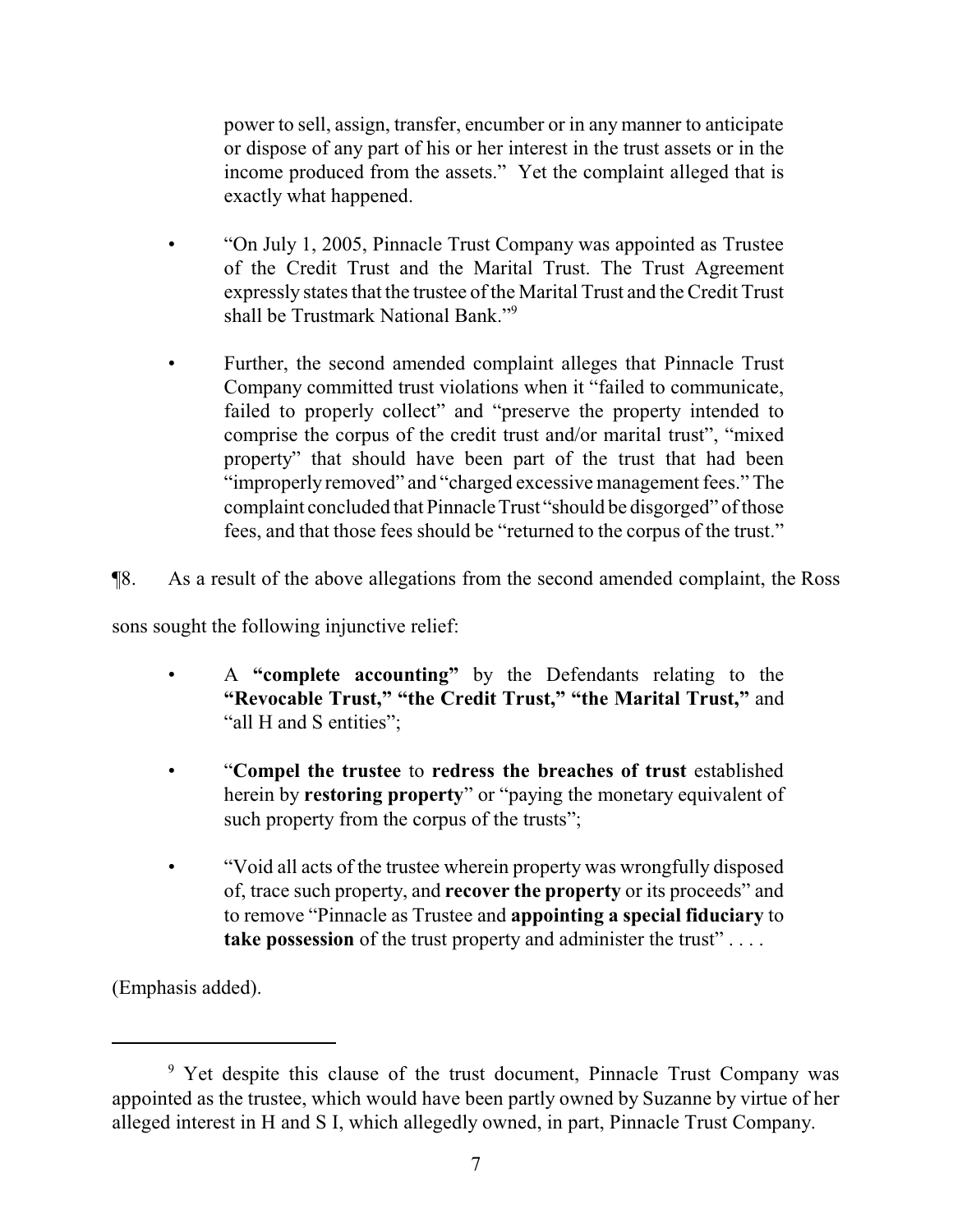power to sell, assign, transfer, encumber or in any manner to anticipate or dispose of any part of his or her interest in the trust assets or in the income produced from the assets." Yet the complaint alleged that is exactly what happened.

- "On July 1, 2005, Pinnacle Trust Company was appointed as Trustee of the Credit Trust and the Marital Trust. The Trust Agreement expressly states that the trustee of the Marital Trust and the Credit Trust shall be Trustmark National Bank."[9]

- Further, the second amended complaint alleges that Pinnacle Trust Company committed trust violations when it "failed to communicate, failed to properly collect" and "preserve the property intended to comprise the corpus of the credit trust and/or marital trust", "mixed property" that should have been part of the trust that had been "improperly removed" and "charged excessive management fees." The complaint concluded that Pinnacle Trust "should be disgorged" of those fees, and that those fees should be "returned to the corpus of the trust."

¶8. As a result of the above allegations from the second amended complaint, the Ross sons sought the following injunctive relief:

- A **"complete accounting"** by the Defendants relating to the **"Revocable Trust," "the Credit Trust," "the Marital Trust,"** and "all H and S entities";

- "**Compel the trustee** to **redress the breaches of trust** established herein by **restoring property**" or "paying the monetary equivalent of such property from the corpus of the trusts";

- "Void all acts of the trustee wherein property was wrongfully disposed of, trace such property, and **recover the property** or its proceeds" and to remove "Pinnacle as Trustee and **appointing a special fiduciary** to **take possession** of the trust property and administer the trust" . . . .

(Emphasis added).

---

[9] Yet despite this clause of the trust document, Pinnacle Trust Company was appointed as the trustee, which would have been partly owned by Suzanne by virtue of her alleged interest in H and S I, which allegedly owned, in part, Pinnacle Trust Company.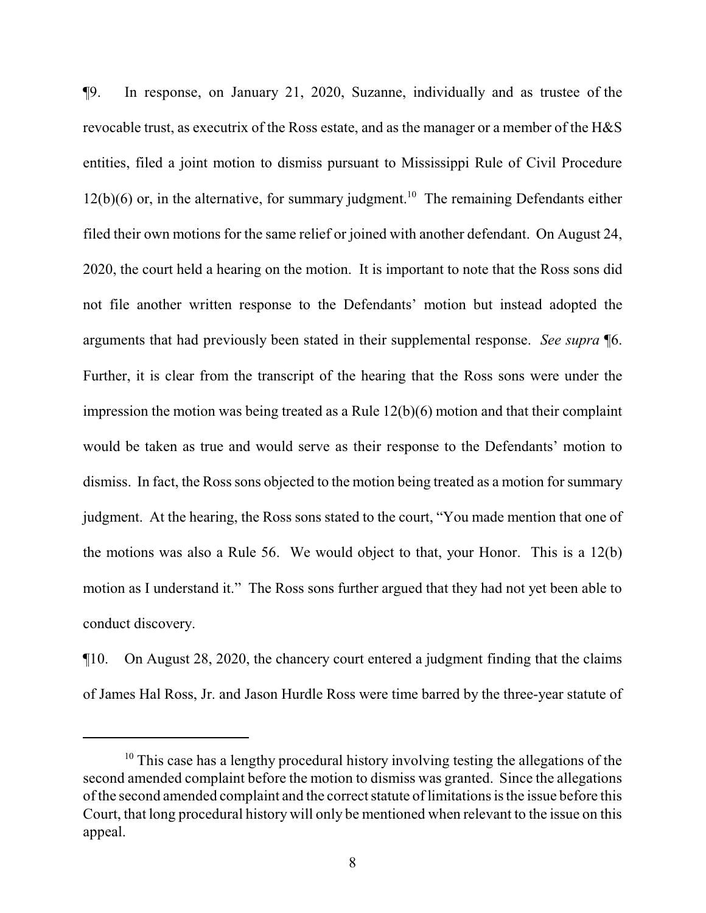¶9. In response, on January 21, 2020, Suzanne, individually and as trustee of the revocable trust, as executrix of the Ross estate, and as the manager or a member of the H&S entities, filed a joint motion to dismiss pursuant to Mississippi Rule of Civil Procedure 12(b)(6) or, in the alternative, for summary judgment.[10] The remaining Defendants either filed their own motions for the same relief or joined with another defendant. On August 24, 2020, the court held a hearing on the motion. It is important to note that the Ross sons did not file another written response to the Defendants' motion but instead adopted the arguments that had previously been stated in their supplemental response. *See supra* ¶6. Further, it is clear from the transcript of the hearing that the Ross sons were under the impression the motion was being treated as a Rule 12(b)(6) motion and that their complaint would be taken as true and would serve as their response to the Defendants' motion to dismiss. In fact, the Ross sons objected to the motion being treated as a motion for summary judgment. At the hearing, the Ross sons stated to the court, "You made mention that one of the motions was also a Rule 56. We would object to that, your Honor. This is a 12(b) motion as I understand it." The Ross sons further argued that they had not yet been able to conduct discovery.

¶10. On August 28, 2020, the chancery court entered a judgment finding that the claims of James Hal Ross, Jr. and Jason Hurdle Ross were time barred by the three-year statute of

---

[10] This case has a lengthy procedural history involving testing the allegations of the second amended complaint before the motion to dismiss was granted. Since the allegations of the second amended complaint and the correct statute of limitations is the issue before this Court, that long procedural history will only be mentioned when relevant to the issue on this appeal.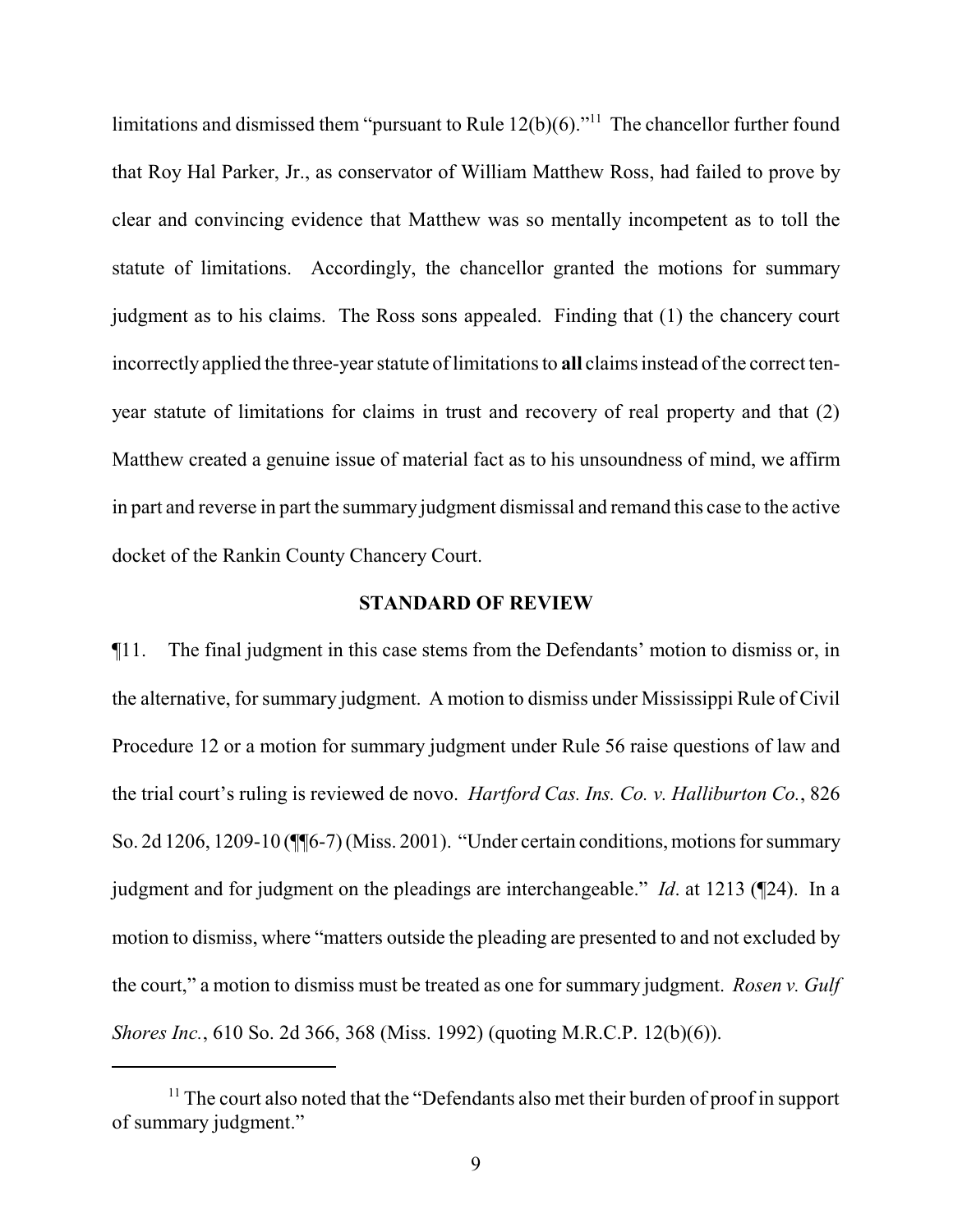limitations and dismissed them "pursuant to Rule 12(b)(6)."[11] The chancellor further found that Roy Hal Parker, Jr., as conservator of William Matthew Ross, had failed to prove by clear and convincing evidence that Matthew was so mentally incompetent as to toll the statute of limitations. Accordingly, the chancellor granted the motions for summary judgment as to his claims. The Ross sons appealed. Finding that (1) the chancery court incorrectly applied the three-year statute of limitations to **all** claims instead of the correct ten-year statute of limitations for claims in trust and recovery of real property and that (2) Matthew created a genuine issue of material fact as to his unsoundness of mind, we affirm in part and reverse in part the summary judgment dismissal and remand this case to the active docket of the Rankin County Chancery Court.

## STANDARD OF REVIEW

¶11. The final judgment in this case stems from the Defendants' motion to dismiss or, in the alternative, for summary judgment. A motion to dismiss under Mississippi Rule of Civil Procedure 12 or a motion for summary judgment under Rule 56 raise questions of law and the trial court's ruling is reviewed de novo. *Hartford Cas. Ins. Co. v. Halliburton Co.*, 826 So. 2d 1206, 1209-10 (¶¶6-7) (Miss. 2001). "Under certain conditions, motions for summary judgment and for judgment on the pleadings are interchangeable." *Id*. at 1213 (¶24). In a motion to dismiss, where "matters outside the pleading are presented to and not excluded by the court," a motion to dismiss must be treated as one for summary judgment. *Rosen v. Gulf Shores Inc.*, 610 So. 2d 366, 368 (Miss. 1992) (quoting M.R.C.P. 12(b)(6)).

---

[11] The court also noted that the "Defendants also met their burden of proof in support of summary judgment."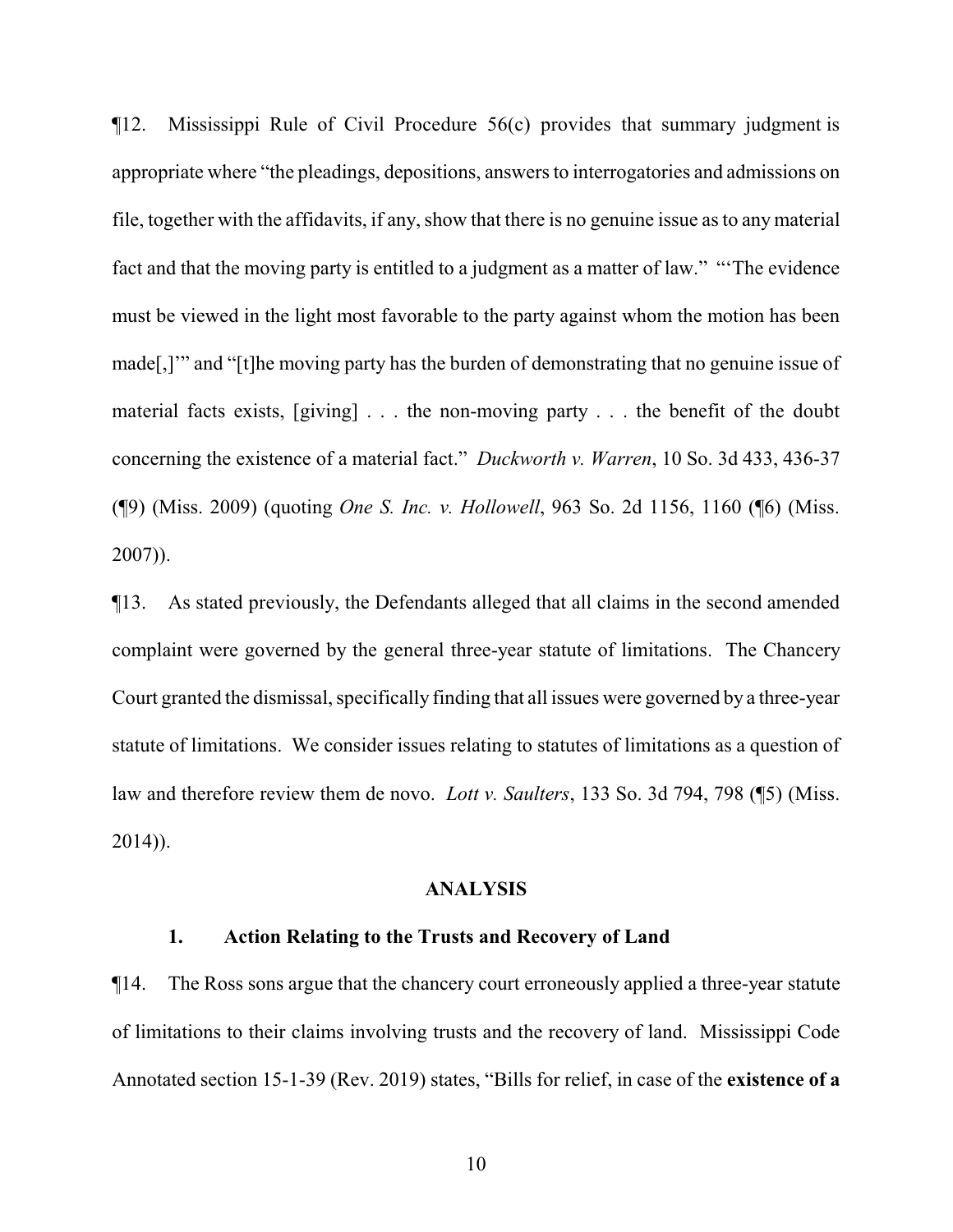¶12. Mississippi Rule of Civil Procedure 56(c) provides that summary judgment is appropriate where "the pleadings, depositions, answers to interrogatories and admissions on file, together with the affidavits, if any, show that there is no genuine issue as to any material fact and that the moving party is entitled to a judgment as a matter of law." "'The evidence must be viewed in the light most favorable to the party against whom the motion has been made[,]'" and "[t]he moving party has the burden of demonstrating that no genuine issue of material facts exists, [giving] . . . the non-moving party . . . the benefit of the doubt concerning the existence of a material fact." *Duckworth v. Warren*, 10 So. 3d 433, 436-37 (¶9) (Miss. 2009) (quoting *One S. Inc. v. Hollowell*, 963 So. 2d 1156, 1160 (¶6) (Miss. 2007)).

¶13. As stated previously, the Defendants alleged that all claims in the second amended complaint were governed by the general three-year statute of limitations. The Chancery Court granted the dismissal, specifically finding that all issues were governed by a three-year statute of limitations. We consider issues relating to statutes of limitations as a question of law and therefore review them de novo. *Lott v. Saulters*, 133 So. 3d 794, 798 (¶5) (Miss. 2014)).

## ANALYSIS

### 1. Action Relating to the Trusts and Recovery of Land

¶14. The Ross sons argue that the chancery court erroneously applied a three-year statute of limitations to their claims involving trusts and the recovery of land. Mississippi Code Annotated section 15-1-39 (Rev. 2019) states, "Bills for relief, in case of the **existence of a**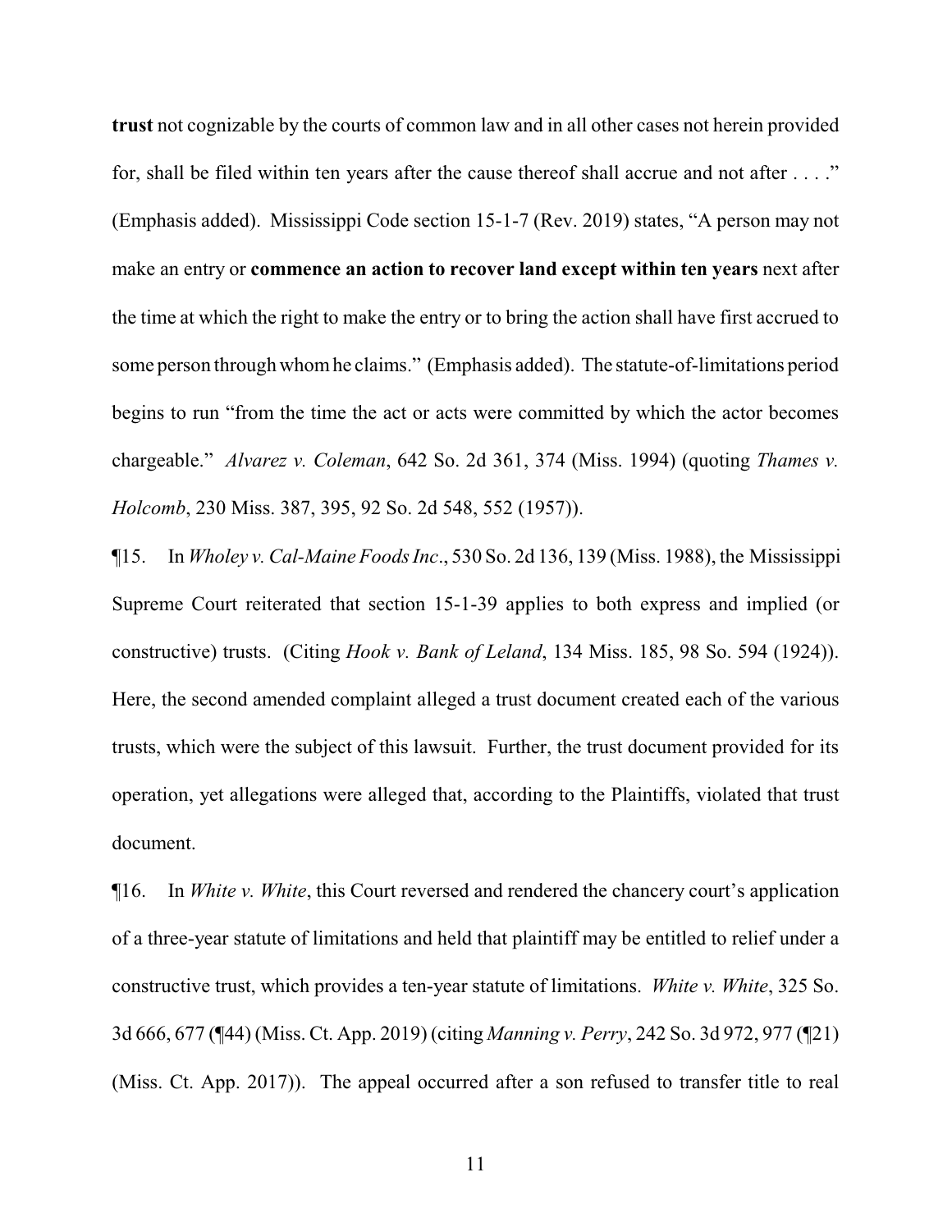**trust** not cognizable by the courts of common law and in all other cases not herein provided for, shall be filed within ten years after the cause thereof shall accrue and not after . . . ." (Emphasis added). Mississippi Code section 15-1-7 (Rev. 2019) states, "A person may not make an entry or **commence an action to recover land except within ten years** next after the time at which the right to make the entry or to bring the action shall have first accrued to some person through whom he claims." (Emphasis added). The statute-of-limitations period begins to run "from the time the act or acts were committed by which the actor becomes chargeable." *Alvarez v. Coleman*, 642 So. 2d 361, 374 (Miss. 1994) (quoting *Thames v. Holcomb*, 230 Miss. 387, 395, 92 So. 2d 548, 552 (1957)).

¶15. In *Wholey v. Cal-Maine Foods Inc*., 530 So. 2d 136, 139 (Miss. 1988), the Mississippi Supreme Court reiterated that section 15-1-39 applies to both express and implied (or constructive) trusts. (Citing *Hook v. Bank of Leland*, 134 Miss. 185, 98 So. 594 (1924)). Here, the second amended complaint alleged a trust document created each of the various trusts, which were the subject of this lawsuit. Further, the trust document provided for its operation, yet allegations were alleged that, according to the Plaintiffs, violated that trust document.

¶16. In *White v. White*, this Court reversed and rendered the chancery court's application of a three-year statute of limitations and held that plaintiff may be entitled to relief under a constructive trust, which provides a ten-year statute of limitations. *White v. White*, 325 So. 3d 666, 677 (¶44) (Miss. Ct. App. 2019) (citing *Manning v. Perry*, 242 So. 3d 972, 977 (¶21) (Miss. Ct. App. 2017)). The appeal occurred after a son refused to transfer title to real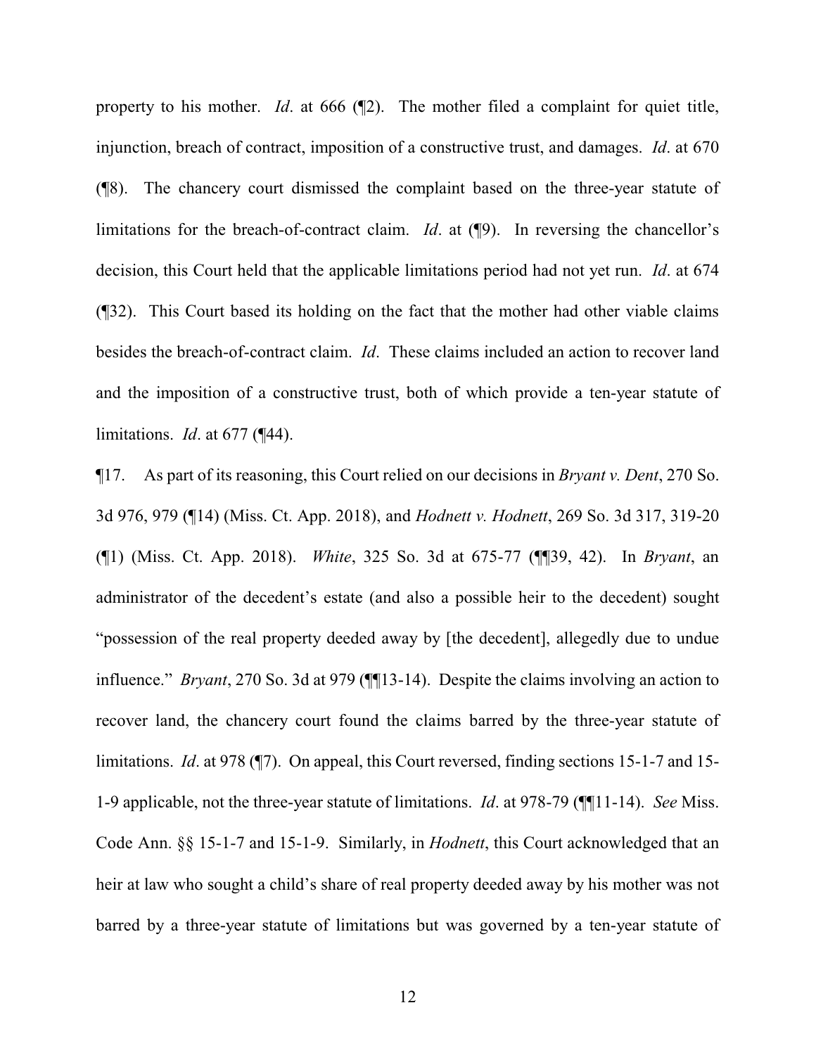property to his mother. *Id*. at 666 (¶2). The mother filed a complaint for quiet title, injunction, breach of contract, imposition of a constructive trust, and damages. *Id*. at 670 (¶8). The chancery court dismissed the complaint based on the three-year statute of limitations for the breach-of-contract claim. *Id*. at (¶9). In reversing the chancellor's decision, this Court held that the applicable limitations period had not yet run. *Id*. at 674 (¶32). This Court based its holding on the fact that the mother had other viable claims besides the breach-of-contract claim. *Id*. These claims included an action to recover land and the imposition of a constructive trust, both of which provide a ten-year statute of limitations. *Id*. at 677 (¶44).

¶17. As part of its reasoning, this Court relied on our decisions in *Bryant v. Dent*, 270 So. 3d 976, 979 (¶14) (Miss. Ct. App. 2018), and *Hodnett v. Hodnett*, 269 So. 3d 317, 319-20 (¶1) (Miss. Ct. App. 2018). *White*, 325 So. 3d at 675-77 (¶¶39, 42). In *Bryant*, an administrator of the decedent's estate (and also a possible heir to the decedent) sought "possession of the real property deeded away by [the decedent], allegedly due to undue influence." *Bryant*, 270 So. 3d at 979 (¶¶13-14). Despite the claims involving an action to recover land, the chancery court found the claims barred by the three-year statute of limitations. *Id*. at 978 (¶7). On appeal, this Court reversed, finding sections 15-1-7 and 15-1-9 applicable, not the three-year statute of limitations. *Id*. at 978-79 (¶¶11-14). *See* Miss. Code Ann. §§ 15-1-7 and 15-1-9. Similarly, in *Hodnett*, this Court acknowledged that an heir at law who sought a child's share of real property deeded away by his mother was not barred by a three-year statute of limitations but was governed by a ten-year statute of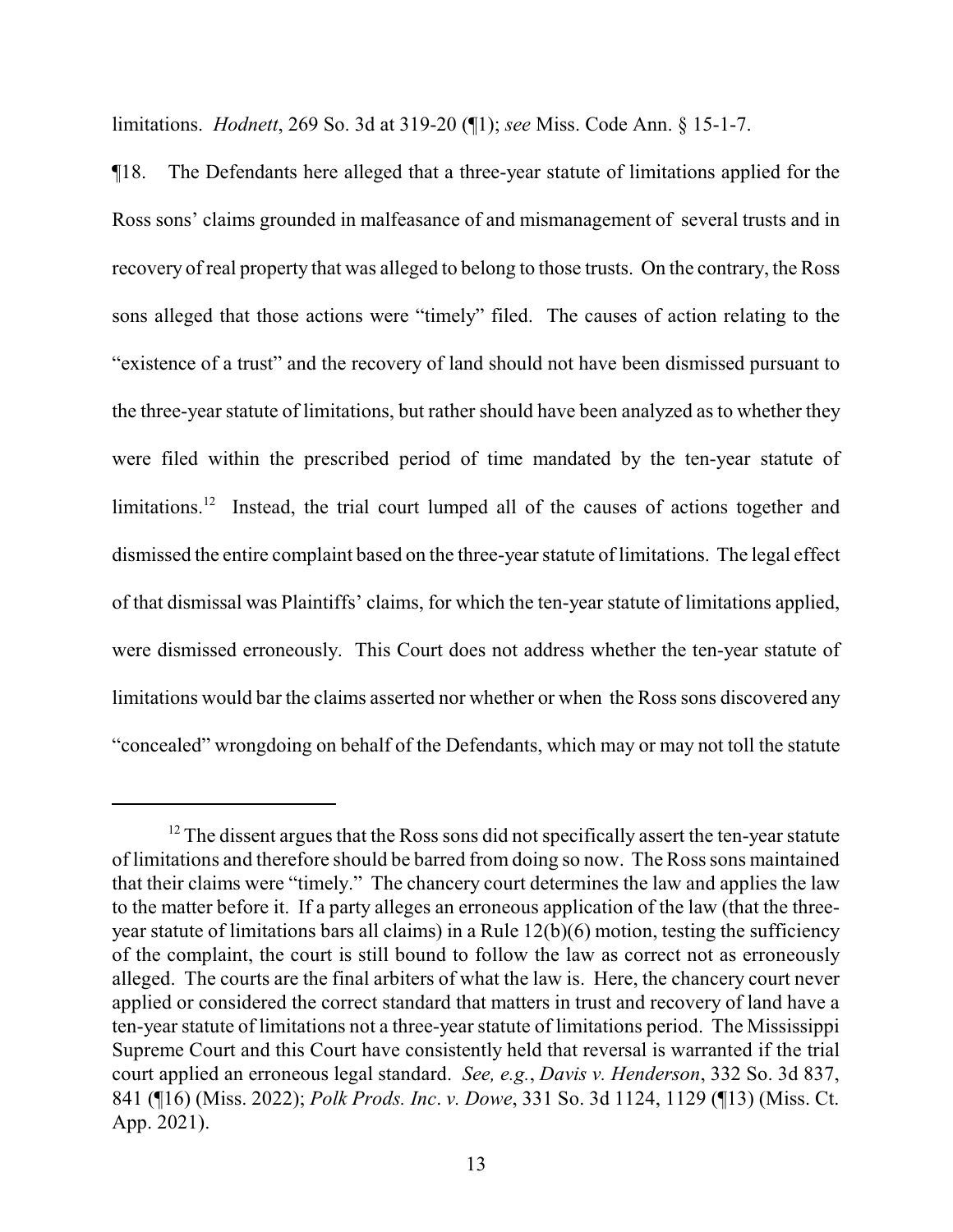limitations. *Hodnett*, 269 So. 3d at 319-20 (¶1); *see* Miss. Code Ann. § 15-1-7.

¶18. The Defendants here alleged that a three-year statute of limitations applied for the Ross sons' claims grounded in malfeasance of and mismanagement of several trusts and in recovery of real property that was alleged to belong to those trusts. On the contrary, the Ross sons alleged that those actions were "timely" filed. The causes of action relating to the "existence of a trust" and the recovery of land should not have been dismissed pursuant to the three-year statute of limitations, but rather should have been analyzed as to whether they were filed within the prescribed period of time mandated by the ten-year statute of limitations.[12] Instead, the trial court lumped all of the causes of actions together and dismissed the entire complaint based on the three-year statute of limitations. The legal effect of that dismissal was Plaintiffs' claims, for which the ten-year statute of limitations applied, were dismissed erroneously. This Court does not address whether the ten-year statute of limitations would bar the claims asserted nor whether or when the Ross sons discovered any "concealed" wrongdoing on behalf of the Defendants, which may or may not toll the statute

[12] The dissent argues that the Ross sons did not specifically assert the ten-year statute of limitations and therefore should be barred from doing so now. The Ross sons maintained that their claims were "timely." The chancery court determines the law and applies the law to the matter before it. If a party alleges an erroneous application of the law (that the three-year statute of limitations bars all claims) in a Rule 12(b)(6) motion, testing the sufficiency of the complaint, the court is still bound to follow the law as correct not as erroneously alleged. The courts are the final arbiters of what the law is. Here, the chancery court never applied or considered the correct standard that matters in trust and recovery of land have a ten-year statute of limitations not a three-year statute of limitations period. The Mississippi Supreme Court and this Court have consistently held that reversal is warranted if the trial court applied an erroneous legal standard. *See, e.g.*, *Davis v. Henderson*, 332 So. 3d 837, 841 (¶16) (Miss. 2022); *Polk Prods. Inc. v. Dowe*, 331 So. 3d 1124, 1129 (¶13) (Miss. Ct. App. 2021).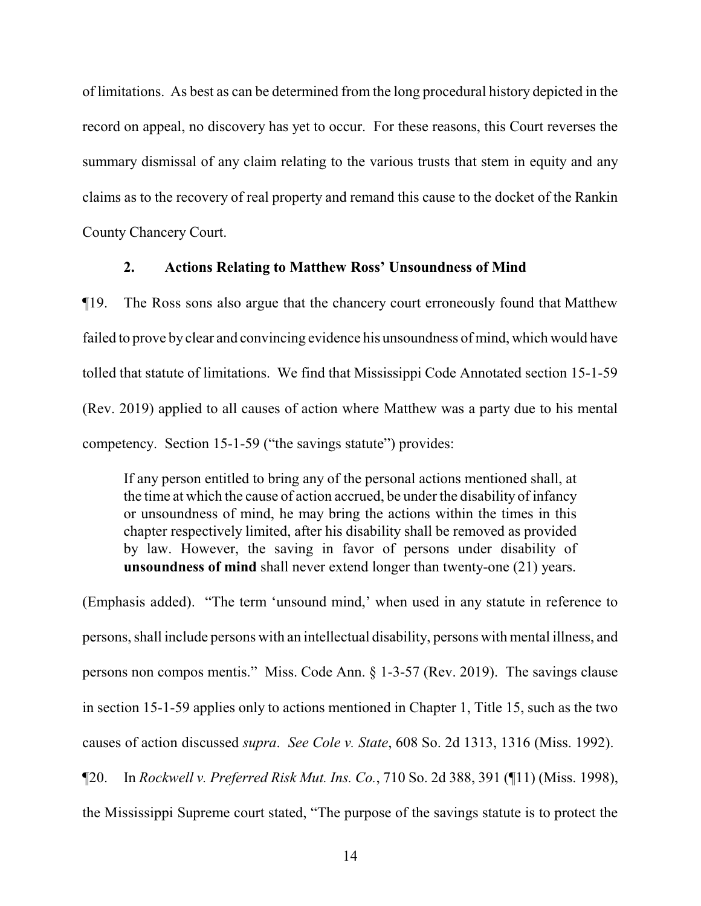of limitations. As best as can be determined from the long procedural history depicted in the record on appeal, no discovery has yet to occur. For these reasons, this Court reverses the summary dismissal of any claim relating to the various trusts that stem in equity and any claims as to the recovery of real property and remand this cause to the docket of the Rankin County Chancery Court.

### 2. Actions Relating to Matthew Ross' Unsoundness of Mind

¶19. The Ross sons also argue that the chancery court erroneously found that Matthew failed to prove by clear and convincing evidence his unsoundness of mind, which would have tolled that statute of limitations. We find that Mississippi Code Annotated section 15-1-59 (Rev. 2019) applied to all causes of action where Matthew was a party due to his mental competency. Section 15-1-59 ("the savings statute") provides:

> If any person entitled to bring any of the personal actions mentioned shall, at the time at which the cause of action accrued, be under the disability of infancy or unsoundness of mind, he may bring the actions within the times in this chapter respectively limited, after his disability shall be removed as provided by law. However, the saving in favor of persons under disability of **unsoundness of mind** shall never extend longer than twenty-one (21) years.

(Emphasis added). "The term 'unsound mind,' when used in any statute in reference to persons, shall include persons with an intellectual disability, persons with mental illness, and persons non compos mentis." Miss. Code Ann. § 1-3-57 (Rev. 2019). The savings clause in section 15-1-59 applies only to actions mentioned in Chapter 1, Title 15, such as the two causes of action discussed *supra*. *See Cole v. State*, 608 So. 2d 1313, 1316 (Miss. 1992).

¶20. In *Rockwell v. Preferred Risk Mut. Ins. Co.*, 710 So. 2d 388, 391 (¶11) (Miss. 1998), the Mississippi Supreme court stated, "The purpose of the savings statute is to protect the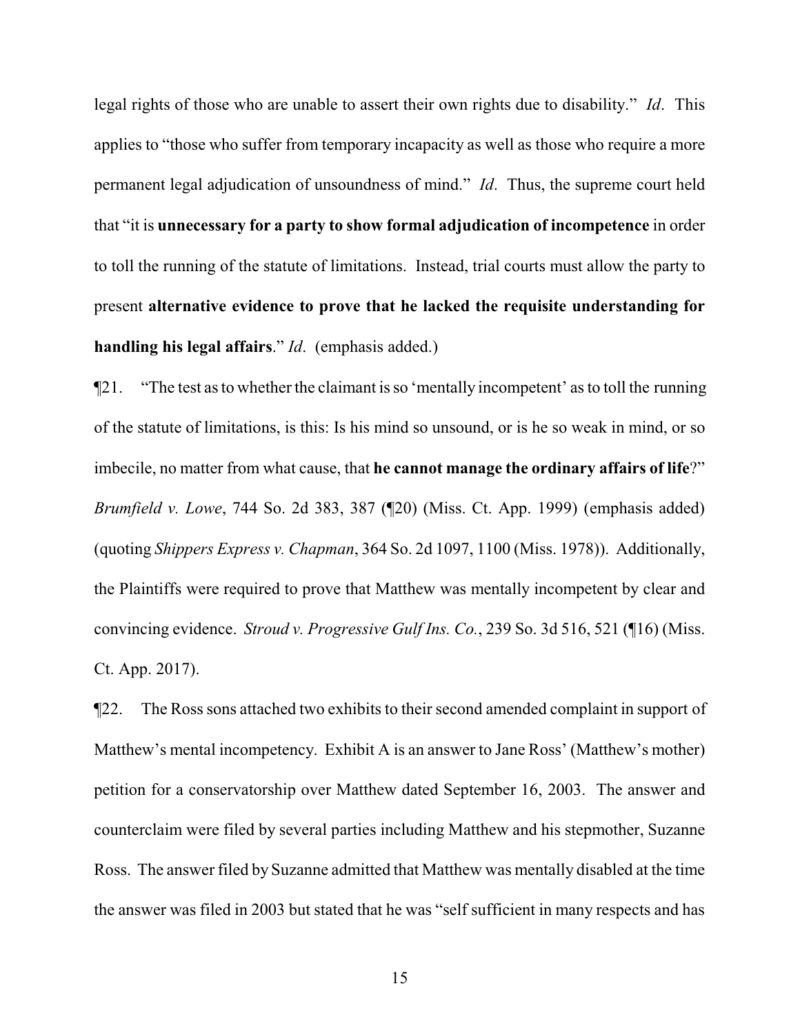legal rights of those who are unable to assert their own rights due to disability." *Id*. This applies to "those who suffer from temporary incapacity as well as those who require a more permanent legal adjudication of unsoundness of mind." *Id*. Thus, the supreme court held that "it is **unnecessary for a party to show formal adjudication of incompetence** in order to toll the running of the statute of limitations. Instead, trial courts must allow the party to present **alternative evidence to prove that he lacked the requisite understanding for handling his legal affairs**." *Id*. (emphasis added.)

¶21. "The test as to whether the claimant is so 'mentally incompetent' as to toll the running of the statute of limitations, is this: Is his mind so unsound, or is he so weak in mind, or so imbecile, no matter from what cause, that **he cannot manage the ordinary affairs of life**?" *Brumfield v. Lowe*, 744 So. 2d 383, 387 (¶20) (Miss. Ct. App. 1999) (emphasis added) (quoting *Shippers Express v. Chapman*, 364 So. 2d 1097, 1100 (Miss. 1978)). Additionally, the Plaintiffs were required to prove that Matthew was mentally incompetent by clear and convincing evidence. *Stroud v. Progressive Gulf Ins. Co.*, 239 So. 3d 516, 521 (¶16) (Miss. Ct. App. 2017).

¶22. The Ross sons attached two exhibits to their second amended complaint in support of Matthew's mental incompetency. Exhibit A is an answer to Jane Ross' (Matthew's mother) petition for a conservatorship over Matthew dated September 16, 2003. The answer and counterclaim were filed by several parties including Matthew and his stepmother, Suzanne Ross. The answer filed by Suzanne admitted that Matthew was mentally disabled at the time the answer was filed in 2003 but stated that he was "self sufficient in many respects and has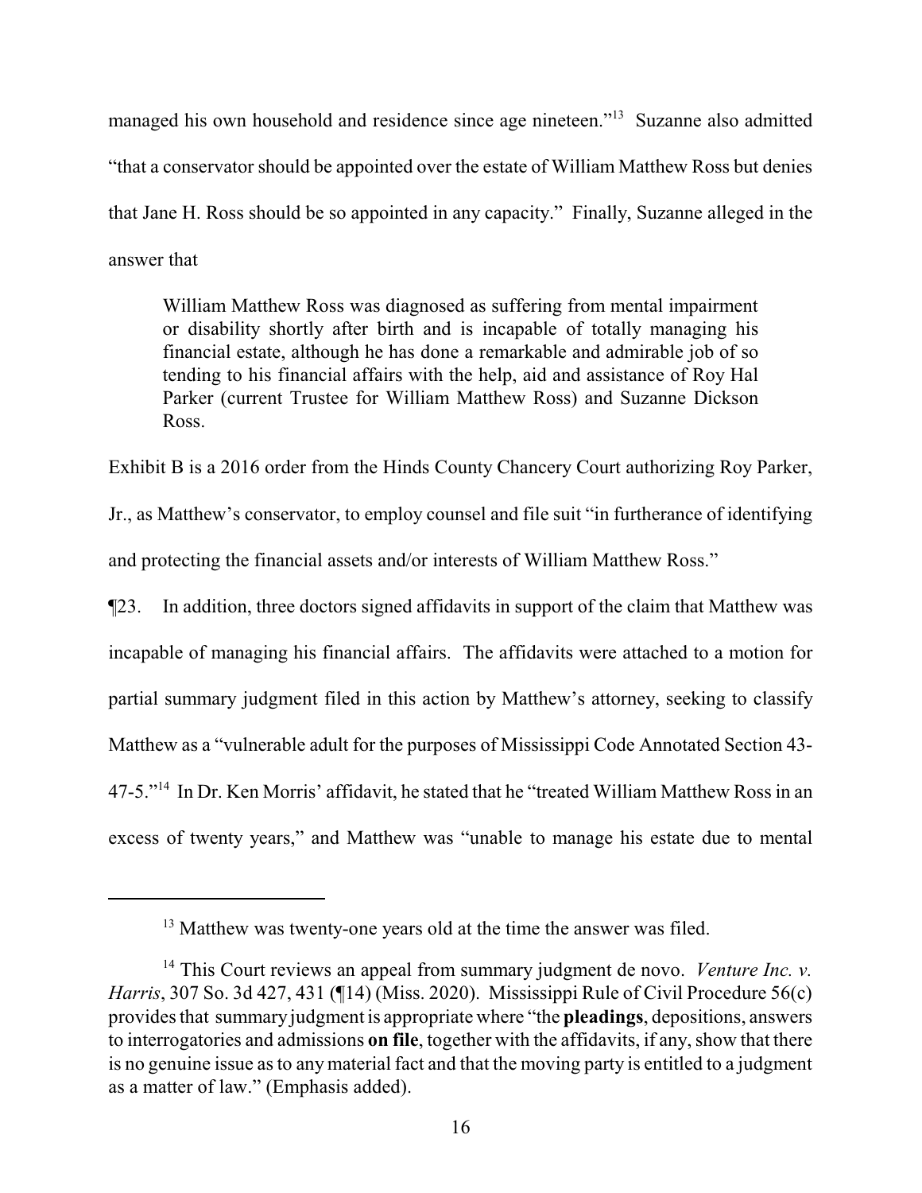managed his own household and residence since age nineteen."[13] Suzanne also admitted "that a conservator should be appointed over the estate of William Matthew Ross but denies that Jane H. Ross should be so appointed in any capacity." Finally, Suzanne alleged in the answer that

> William Matthew Ross was diagnosed as suffering from mental impairment or disability shortly after birth and is incapable of totally managing his financial estate, although he has done a remarkable and admirable job of so tending to his financial affairs with the help, aid and assistance of Roy Hal Parker (current Trustee for William Matthew Ross) and Suzanne Dickson Ross.

Exhibit B is a 2016 order from the Hinds County Chancery Court authorizing Roy Parker, Jr., as Matthew's conservator, to employ counsel and file suit "in furtherance of identifying and protecting the financial assets and/or interests of William Matthew Ross."

¶23. In addition, three doctors signed affidavits in support of the claim that Matthew was incapable of managing his financial affairs. The affidavits were attached to a motion for partial summary judgment filed in this action by Matthew's attorney, seeking to classify Matthew as a "vulnerable adult for the purposes of Mississippi Code Annotated Section 43-47-5."[14] In Dr. Ken Morris' affidavit, he stated that he "treated William Matthew Ross in an excess of twenty years," and Matthew was "unable to manage his estate due to mental

---

[13] Matthew was twenty-one years old at the time the answer was filed.

[14] This Court reviews an appeal from summary judgment de novo. *Venture Inc. v. Harris*, 307 So. 3d 427, 431 (¶14) (Miss. 2020). Mississippi Rule of Civil Procedure 56(c) provides that summary judgment is appropriate where "the **pleadings**, depositions, answers to interrogatories and admissions **on file**, together with the affidavits, if any, show that there is no genuine issue as to any material fact and that the moving party is entitled to a judgment as a matter of law." (Emphasis added).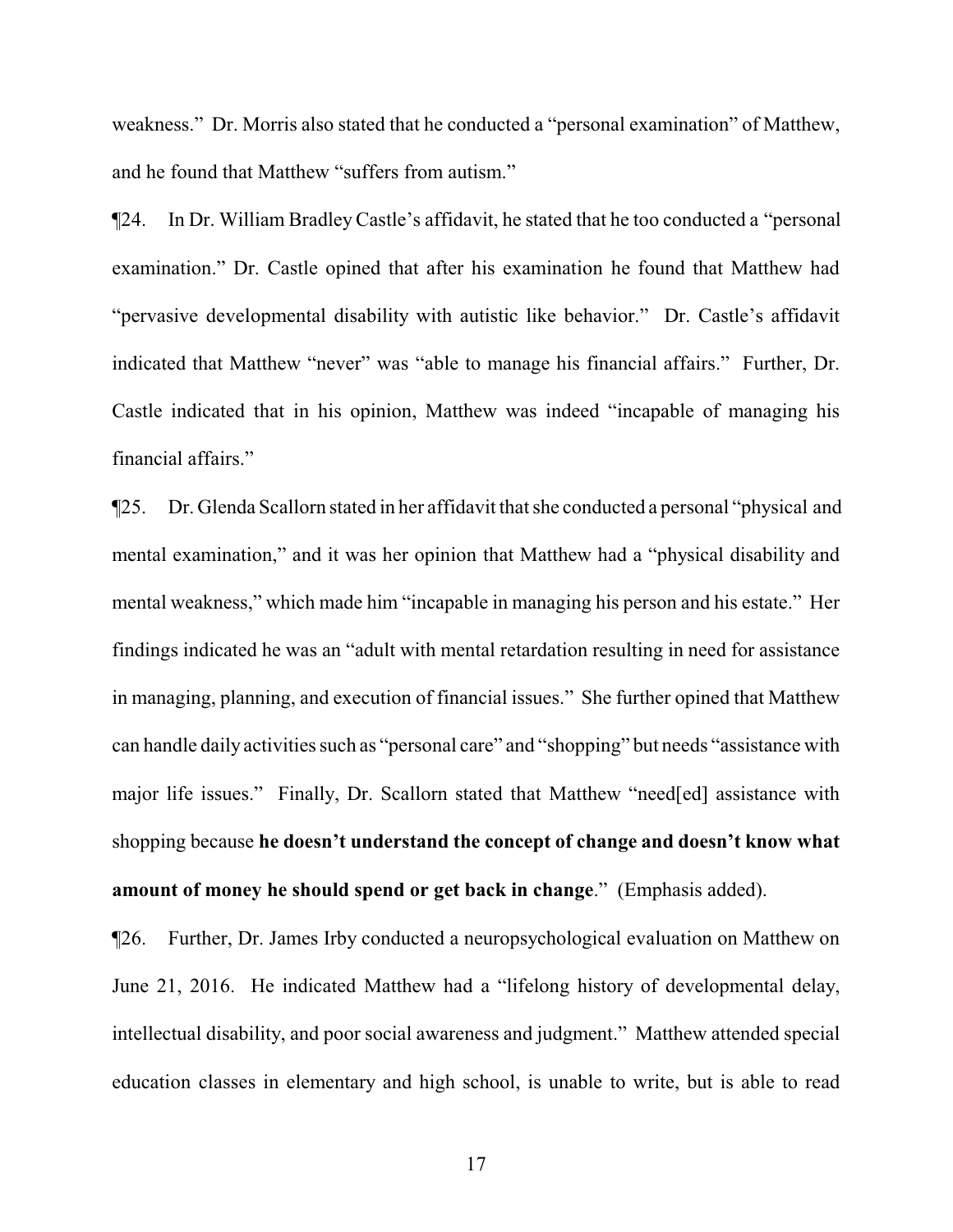weakness." Dr. Morris also stated that he conducted a "personal examination" of Matthew, and he found that Matthew "suffers from autism."

¶24. In Dr. William Bradley Castle's affidavit, he stated that he too conducted a "personal examination." Dr. Castle opined that after his examination he found that Matthew had "pervasive developmental disability with autistic like behavior." Dr. Castle's affidavit indicated that Matthew "never" was "able to manage his financial affairs." Further, Dr. Castle indicated that in his opinion, Matthew was indeed "incapable of managing his financial affairs."

¶25. Dr. Glenda Scallorn stated in her affidavit that she conducted a personal "physical and mental examination," and it was her opinion that Matthew had a "physical disability and mental weakness," which made him "incapable in managing his person and his estate." Her findings indicated he was an "adult with mental retardation resulting in need for assistance in managing, planning, and execution of financial issues." She further opined that Matthew can handle daily activities such as "personal care" and "shopping" but needs "assistance with major life issues." Finally, Dr. Scallorn stated that Matthew "need[ed] assistance with shopping because **he doesn't understand the concept of change and doesn't know what amount of money he should spend or get back in change**." (Emphasis added).

¶26. Further, Dr. James Irby conducted a neuropsychological evaluation on Matthew on June 21, 2016. He indicated Matthew had a "lifelong history of developmental delay, intellectual disability, and poor social awareness and judgment." Matthew attended special education classes in elementary and high school, is unable to write, but is able to read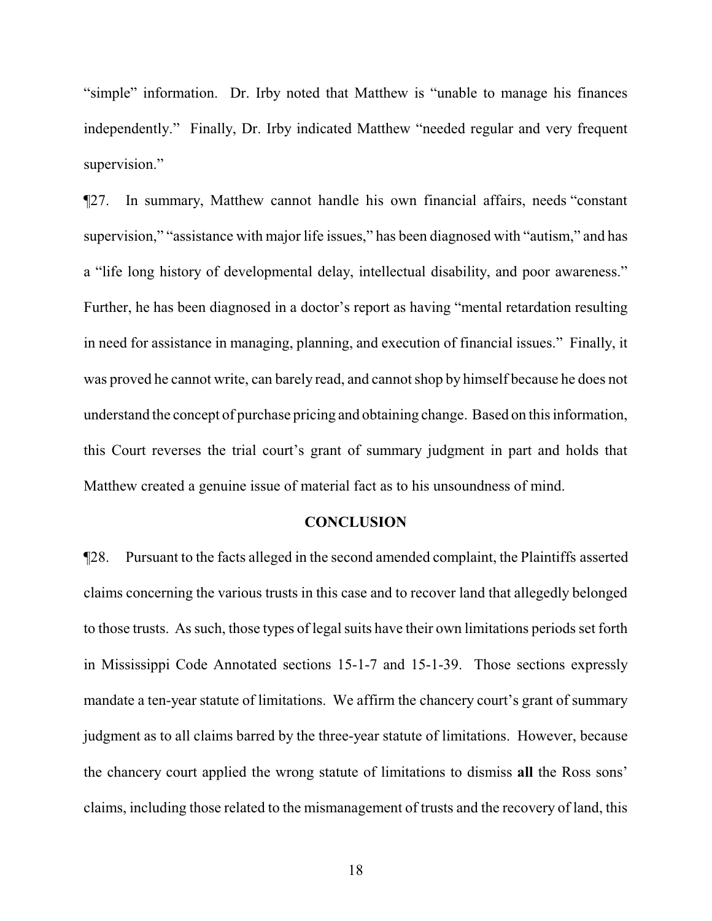"simple" information. Dr. Irby noted that Matthew is "unable to manage his finances independently." Finally, Dr. Irby indicated Matthew "needed regular and very frequent supervision."

¶27. In summary, Matthew cannot handle his own financial affairs, needs "constant supervision," "assistance with major life issues," has been diagnosed with "autism," and has a "life long history of developmental delay, intellectual disability, and poor awareness." Further, he has been diagnosed in a doctor's report as having "mental retardation resulting in need for assistance in managing, planning, and execution of financial issues." Finally, it was proved he cannot write, can barely read, and cannot shop by himself because he does not understand the concept of purchase pricing and obtaining change. Based on this information, this Court reverses the trial court's grant of summary judgment in part and holds that Matthew created a genuine issue of material fact as to his unsoundness of mind.

## CONCLUSION

¶28. Pursuant to the facts alleged in the second amended complaint, the Plaintiffs asserted claims concerning the various trusts in this case and to recover land that allegedly belonged to those trusts. As such, those types of legal suits have their own limitations periods set forth in Mississippi Code Annotated sections 15-1-7 and 15-1-39. Those sections expressly mandate a ten-year statute of limitations. We affirm the chancery court's grant of summary judgment as to all claims barred by the three-year statute of limitations. However, because the chancery court applied the wrong statute of limitations to dismiss **all** the Ross sons' claims, including those related to the mismanagement of trusts and the recovery of land, this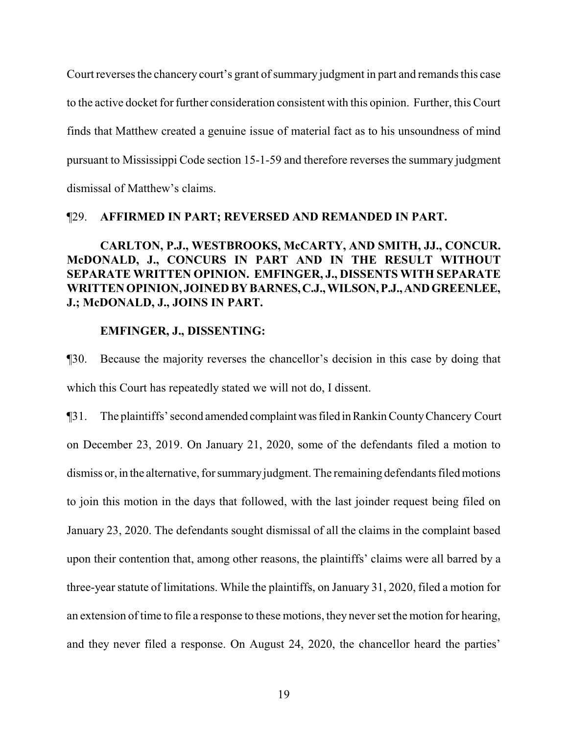Court reverses the chancery court's grant of summary judgment in part and remands this case to the active docket for further consideration consistent with this opinion. Further, this Court finds that Matthew created a genuine issue of material fact as to his unsoundness of mind pursuant to Mississippi Code section 15-1-59 and therefore reverses the summary judgment dismissal of Matthew's claims.

¶29. **AFFIRMED IN PART; REVERSED AND REMANDED IN PART.**

**CARLTON, P.J., WESTBROOKS, McCARTY, AND SMITH, JJ., CONCUR. McDONALD, J., CONCURS IN PART AND IN THE RESULT WITHOUT SEPARATE WRITTEN OPINION. EMFINGER, J., DISSENTS WITH SEPARATE WRITTEN OPINION, JOINED BY BARNES, C.J., WILSON, P.J., AND GREENLEE, J.; McDONALD, J., JOINS IN PART.**

**EMFINGER, J., DISSENTING:**

¶30. Because the majority reverses the chancellor's decision in this case by doing that which this Court has repeatedly stated we will not do, I dissent.

¶31. The plaintiffs' second amended complaint was filed in Rankin County Chancery Court on December 23, 2019. On January 21, 2020, some of the defendants filed a motion to dismiss or, in the alternative, for summary judgment. The remaining defendants filed motions to join this motion in the days that followed, with the last joinder request being filed on January 23, 2020. The defendants sought dismissal of all the claims in the complaint based upon their contention that, among other reasons, the plaintiffs' claims were all barred by a three-year statute of limitations. While the plaintiffs, on January 31, 2020, filed a motion for an extension of time to file a response to these motions, they never set the motion for hearing, and they never filed a response. On August 24, 2020, the chancellor heard the parties'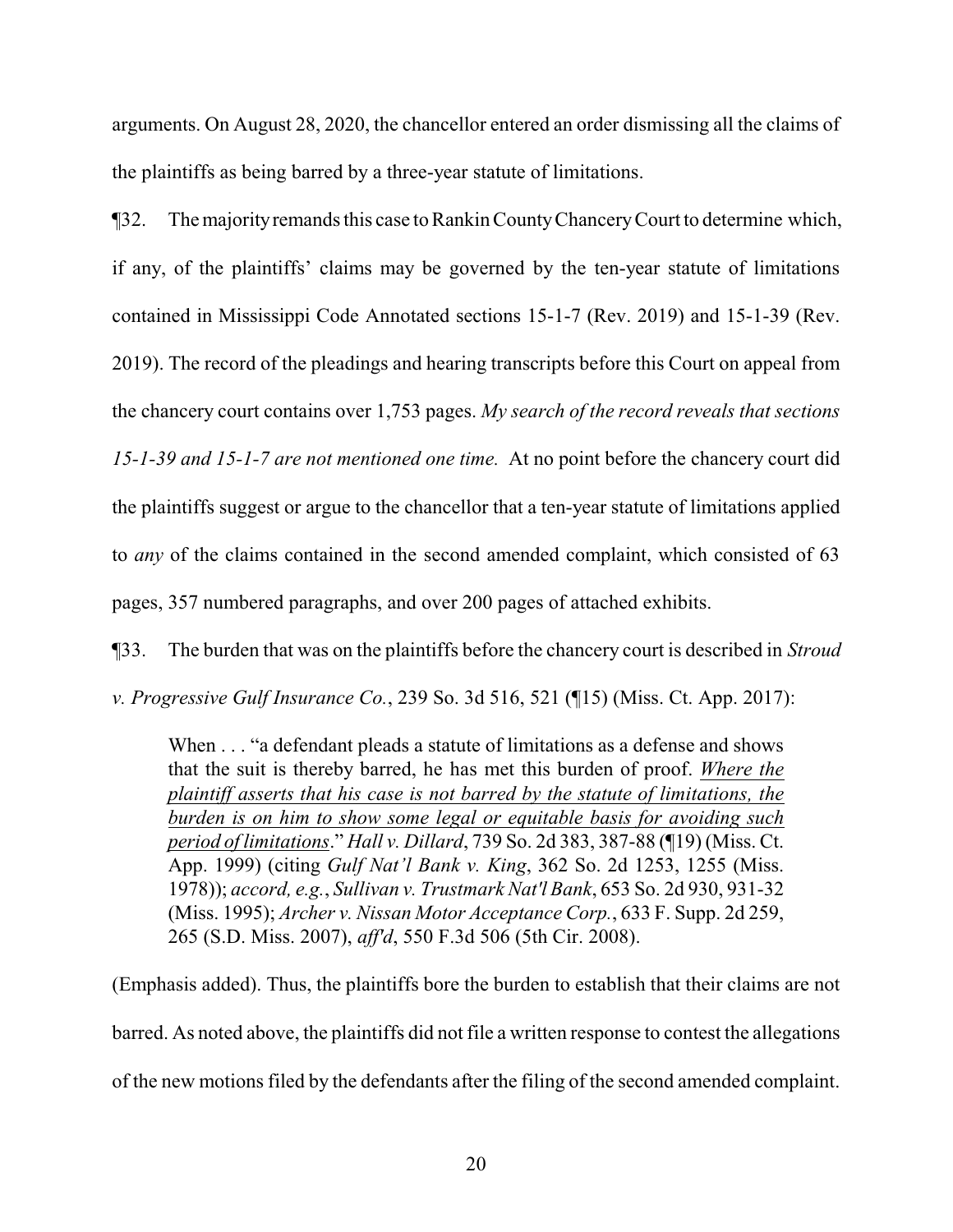arguments. On August 28, 2020, the chancellor entered an order dismissing all the claims of the plaintiffs as being barred by a three-year statute of limitations.

¶32. The majority remands this case to Rankin County Chancery Court to determine which, if any, of the plaintiffs' claims may be governed by the ten-year statute of limitations contained in Mississippi Code Annotated sections 15-1-7 (Rev. 2019) and 15-1-39 (Rev. 2019). The record of the pleadings and hearing transcripts before this Court on appeal from the chancery court contains over 1,753 pages. *My search of the record reveals that sections 15-1-39 and 15-1-7 are not mentioned one time.* At no point before the chancery court did the plaintiffs suggest or argue to the chancellor that a ten-year statute of limitations applied to *any* of the claims contained in the second amended complaint, which consisted of 63 pages, 357 numbered paragraphs, and over 200 pages of attached exhibits.

¶33. The burden that was on the plaintiffs before the chancery court is described in *Stroud v. Progressive Gulf Insurance Co.*, 239 So. 3d 516, 521 (¶15) (Miss. Ct. App. 2017):

> When . . . "a defendant pleads a statute of limitations as a defense and shows that the suit is thereby barred, he has met this burden of proof. <u>Where the plaintiff asserts that his case is not barred by the statute of limitations, the burden is on him to show some legal or equitable basis for avoiding such period of limitations</u>." *Hall v. Dillard*, 739 So. 2d 383, 387-88 (¶19) (Miss. Ct. App. 1999) (citing *Gulf Nat'l Bank v. King*, 362 So. 2d 1253, 1255 (Miss. 1978)); *accord, e.g.*, *Sullivan v. Trustmark Nat'l Bank*, 653 So. 2d 930, 931-32 (Miss. 1995); *Archer v. Nissan Motor Acceptance Corp.*, 633 F. Supp. 2d 259, 265 (S.D. Miss. 2007), *aff'd*, 550 F.3d 506 (5th Cir. 2008).

(Emphasis added). Thus, the plaintiffs bore the burden to establish that their claims are not barred. As noted above, the plaintiffs did not file a written response to contest the allegations of the new motions filed by the defendants after the filing of the second amended complaint.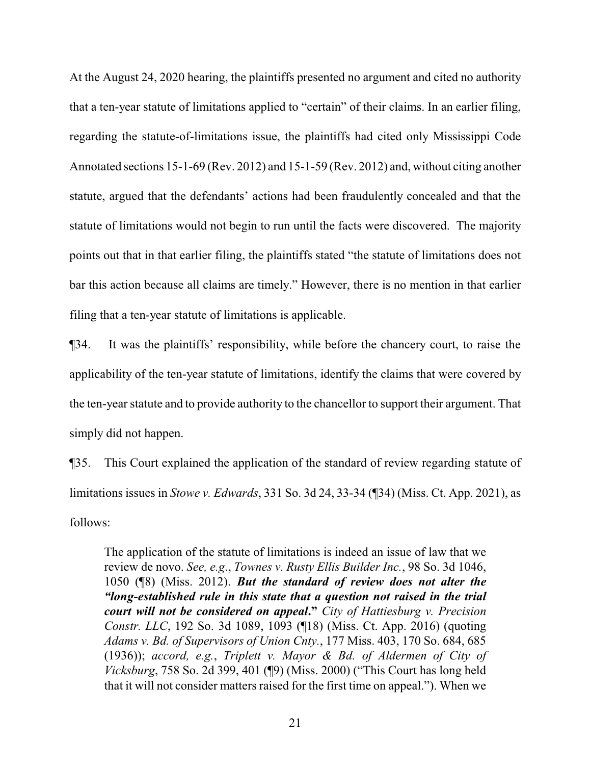At the August 24, 2020 hearing, the plaintiffs presented no argument and cited no authority that a ten-year statute of limitations applied to "certain" of their claims. In an earlier filing, regarding the statute-of-limitations issue, the plaintiffs had cited only Mississippi Code Annotated sections 15-1-69 (Rev. 2012) and 15-1-59 (Rev. 2012) and, without citing another statute, argued that the defendants' actions had been fraudulently concealed and that the statute of limitations would not begin to run until the facts were discovered. The majority points out that in that earlier filing, the plaintiffs stated "the statute of limitations does not bar this action because all claims are timely." However, there is no mention in that earlier filing that a ten-year statute of limitations is applicable.

¶34. It was the plaintiffs' responsibility, while before the chancery court, to raise the applicability of the ten-year statute of limitations, identify the claims that were covered by the ten-year statute and to provide authority to the chancellor to support their argument. That simply did not happen.

¶35. This Court explained the application of the standard of review regarding statute of limitations issues in *Stowe v. Edwards*, 331 So. 3d 24, 33-34 (¶34) (Miss. Ct. App. 2021), as follows:

> The application of the statute of limitations is indeed an issue of law that we review de novo. *See, e.g.*, *Townes v. Rusty Ellis Builder Inc.*, 98 So. 3d 1046, 1050 (¶8) (Miss. 2012). ***But the standard of review does not alter the "long-established rule in this state that a question not raised in the trial court will not be considered on appeal."*** *City of Hattiesburg v. Precision Constr. LLC*, 192 So. 3d 1089, 1093 (¶18) (Miss. Ct. App. 2016) (quoting *Adams v. Bd. of Supervisors of Union Cnty.*, 177 Miss. 403, 170 So. 684, 685 (1936)); *accord, e.g.*, *Triplett v. Mayor & Bd. of Aldermen of City of Vicksburg*, 758 So. 2d 399, 401 (¶9) (Miss. 2000) ("This Court has long held that it will not consider matters raised for the first time on appeal."). When we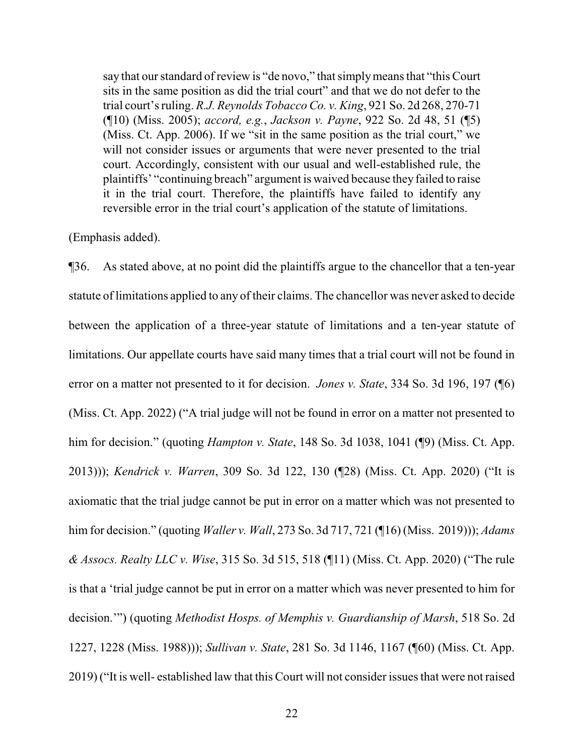> say that our standard of review is "de novo," that simply means that "this Court sits in the same position as did the trial court" and that we do not defer to the trial court's ruling. *R.J. Reynolds Tobacco Co. v. King*, 921 So. 2d 268, 270-71 (¶10) (Miss. 2005); *accord, e.g.*, *Jackson v. Payne*, 922 So. 2d 48, 51 (¶5) (Miss. Ct. App. 2006). If we "sit in the same position as the trial court," we will not consider issues or arguments that were never presented to the trial court. Accordingly, consistent with our usual and well-established rule, the plaintiffs' "continuing breach" argument is waived because they failed to raise it in the trial court. Therefore, the plaintiffs have failed to identify any reversible error in the trial court's application of the statute of limitations.

(Emphasis added).

¶36. As stated above, at no point did the plaintiffs argue to the chancellor that a ten-year statute of limitations applied to any of their claims. The chancellor was never asked to decide between the application of a three-year statute of limitations and a ten-year statute of limitations. Our appellate courts have said many times that a trial court will not be found in error on a matter not presented to it for decision. *Jones v. State*, 334 So. 3d 196, 197 (¶6) (Miss. Ct. App. 2022) ("A trial judge will not be found in error on a matter not presented to him for decision." (quoting *Hampton v. State*, 148 So. 3d 1038, 1041 (¶9) (Miss. Ct. App. 2013))); *Kendrick v. Warren*, 309 So. 3d 122, 130 (¶28) (Miss. Ct. App. 2020) ("It is axiomatic that the trial judge cannot be put in error on a matter which was not presented to him for decision." (quoting *Waller v. Wall*, 273 So. 3d 717, 721 (¶16) (Miss. 2019))); *Adams & Assocs. Realty LLC v. Wise*, 315 So. 3d 515, 518 (¶11) (Miss. Ct. App. 2020) ("The rule is that a 'trial judge cannot be put in error on a matter which was never presented to him for decision.'") (quoting *Methodist Hosps. of Memphis v. Guardianship of Marsh*, 518 So. 2d 1227, 1228 (Miss. 1988))); *Sullivan v. State*, 281 So. 3d 1146, 1167 (¶60) (Miss. Ct. App. 2019) ("It is well- established law that this Court will not consider issues that were not raised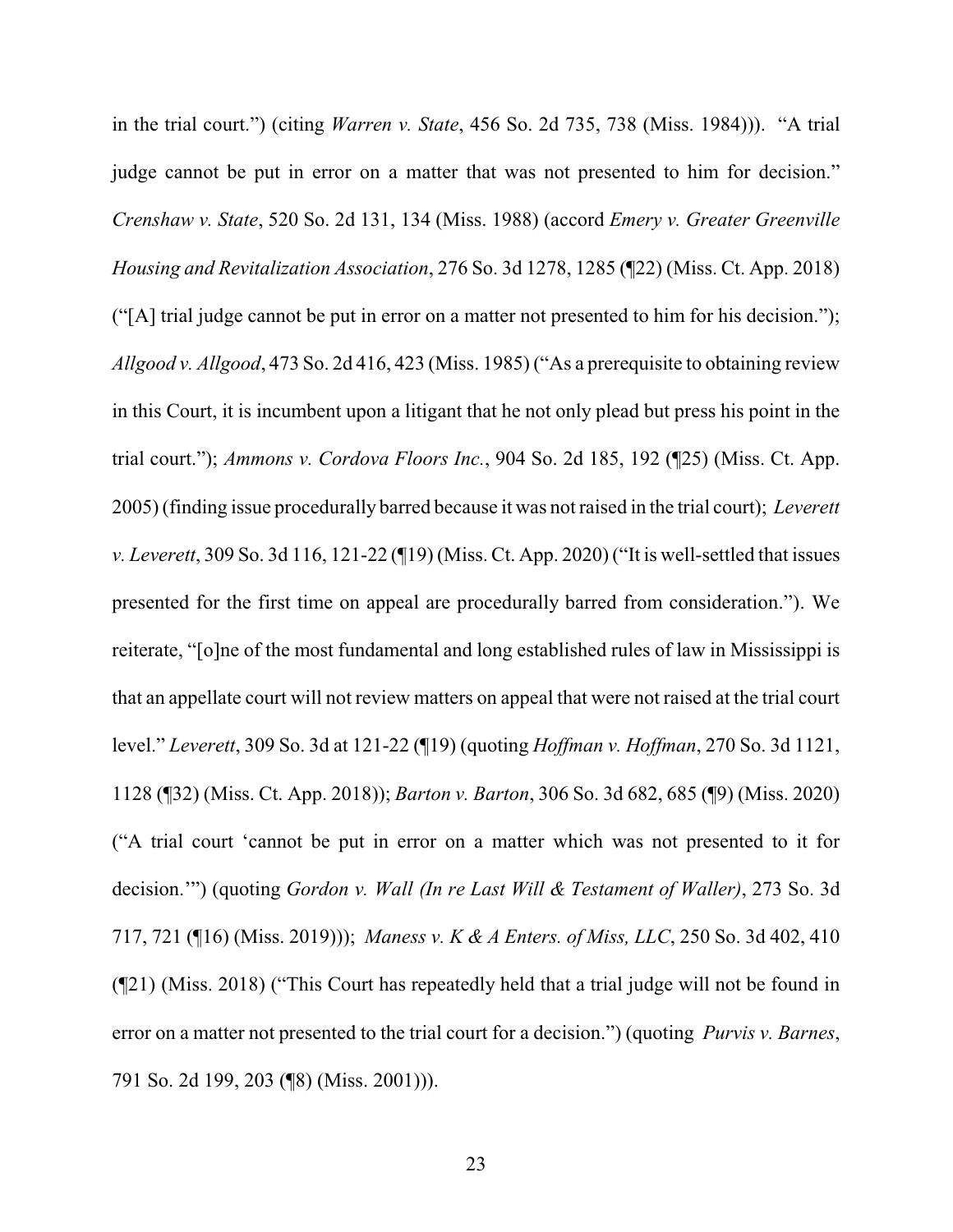in the trial court.") (citing *Warren v. State*, 456 So. 2d 735, 738 (Miss. 1984))). "A trial judge cannot be put in error on a matter that was not presented to him for decision." *Crenshaw v. State*, 520 So. 2d 131, 134 (Miss. 1988) (accord *Emery v. Greater Greenville Housing and Revitalization Association*, 276 So. 3d 1278, 1285 (¶22) (Miss. Ct. App. 2018) ("[A] trial judge cannot be put in error on a matter not presented to him for his decision."); *Allgood v. Allgood*, 473 So. 2d 416, 423 (Miss. 1985) ("As a prerequisite to obtaining review in this Court, it is incumbent upon a litigant that he not only plead but press his point in the trial court."); *Ammons v. Cordova Floors Inc.*, 904 So. 2d 185, 192 (¶25) (Miss. Ct. App. 2005) (finding issue procedurally barred because it was not raised in the trial court); *Leverett v. Leverett*, 309 So. 3d 116, 121-22 (¶19) (Miss. Ct. App. 2020) ("It is well-settled that issues presented for the first time on appeal are procedurally barred from consideration."). We reiterate, "[o]ne of the most fundamental and long established rules of law in Mississippi is that an appellate court will not review matters on appeal that were not raised at the trial court level." *Leverett*, 309 So. 3d at 121-22 (¶19) (quoting *Hoffman v. Hoffman*, 270 So. 3d 1121, 1128 (¶32) (Miss. Ct. App. 2018)); *Barton v. Barton*, 306 So. 3d 682, 685 (¶9) (Miss. 2020) ("A trial court 'cannot be put in error on a matter which was not presented to it for decision.'") (quoting *Gordon v. Wall (In re Last Will & Testament of Waller)*, 273 So. 3d 717, 721 (¶16) (Miss. 2019))); *Maness v. K & A Enters. of Miss, LLC*, 250 So. 3d 402, 410 (¶21) (Miss. 2018) ("This Court has repeatedly held that a trial judge will not be found in error on a matter not presented to the trial court for a decision.") (quoting *Purvis v. Barnes*, 791 So. 2d 199, 203 (¶8) (Miss. 2001))).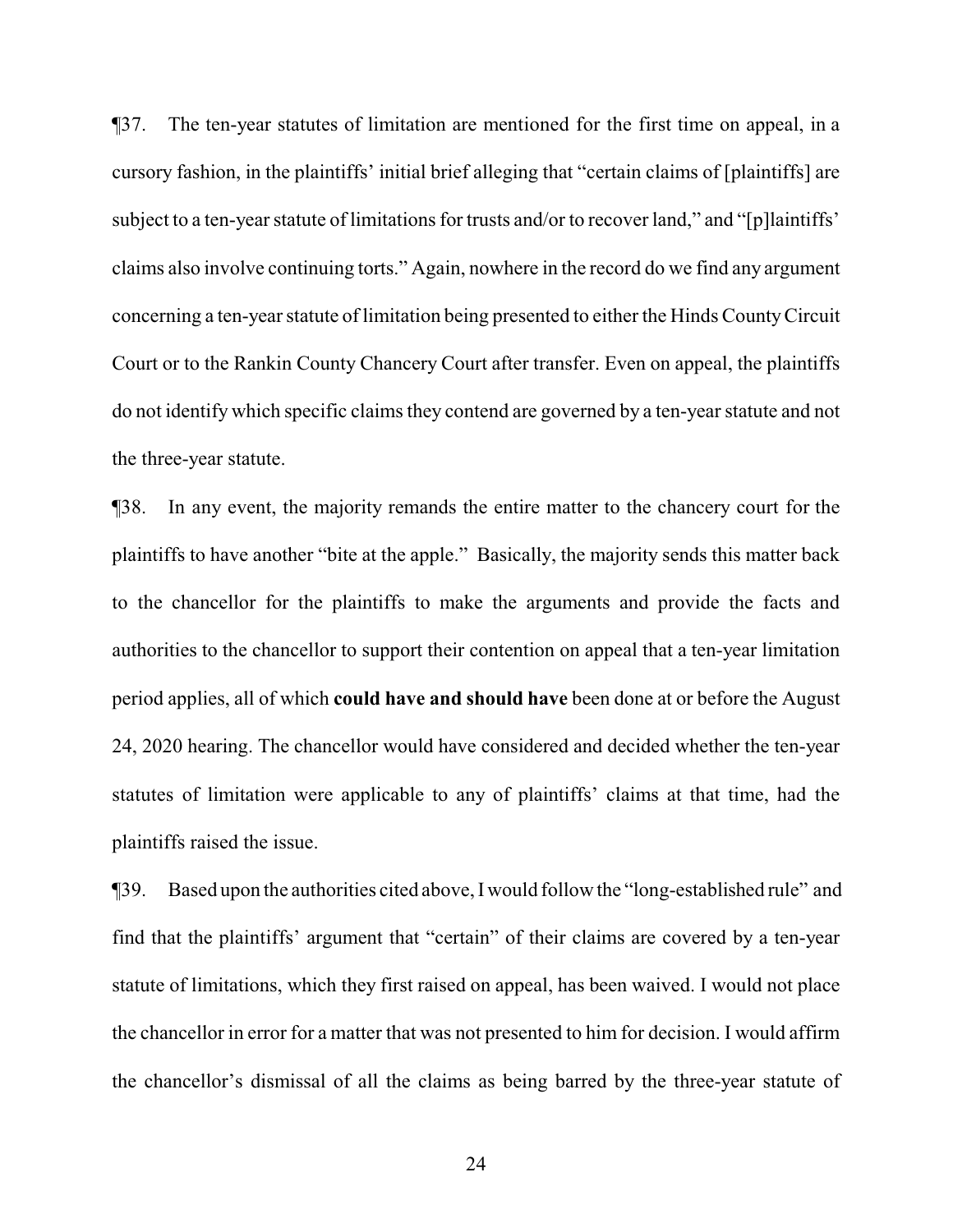¶37. The ten-year statutes of limitation are mentioned for the first time on appeal, in a cursory fashion, in the plaintiffs' initial brief alleging that "certain claims of [plaintiffs] are subject to a ten-year statute of limitations for trusts and/or to recover land," and "[p]laintiffs' claims also involve continuing torts." Again, nowhere in the record do we find any argument concerning a ten-year statute of limitation being presented to either the Hinds County Circuit Court or to the Rankin County Chancery Court after transfer. Even on appeal, the plaintiffs do not identify which specific claims they contend are governed by a ten-year statute and not the three-year statute.

¶38. In any event, the majority remands the entire matter to the chancery court for the plaintiffs to have another "bite at the apple." Basically, the majority sends this matter back to the chancellor for the plaintiffs to make the arguments and provide the facts and authorities to the chancellor to support their contention on appeal that a ten-year limitation period applies, all of which **could have and should have** been done at or before the August 24, 2020 hearing. The chancellor would have considered and decided whether the ten-year statutes of limitation were applicable to any of plaintiffs' claims at that time, had the plaintiffs raised the issue.

¶39. Based upon the authorities cited above, I would follow the "long-established rule" and find that the plaintiffs' argument that "certain" of their claims are covered by a ten-year statute of limitations, which they first raised on appeal, has been waived. I would not place the chancellor in error for a matter that was not presented to him for decision. I would affirm the chancellor's dismissal of all the claims as being barred by the three-year statute of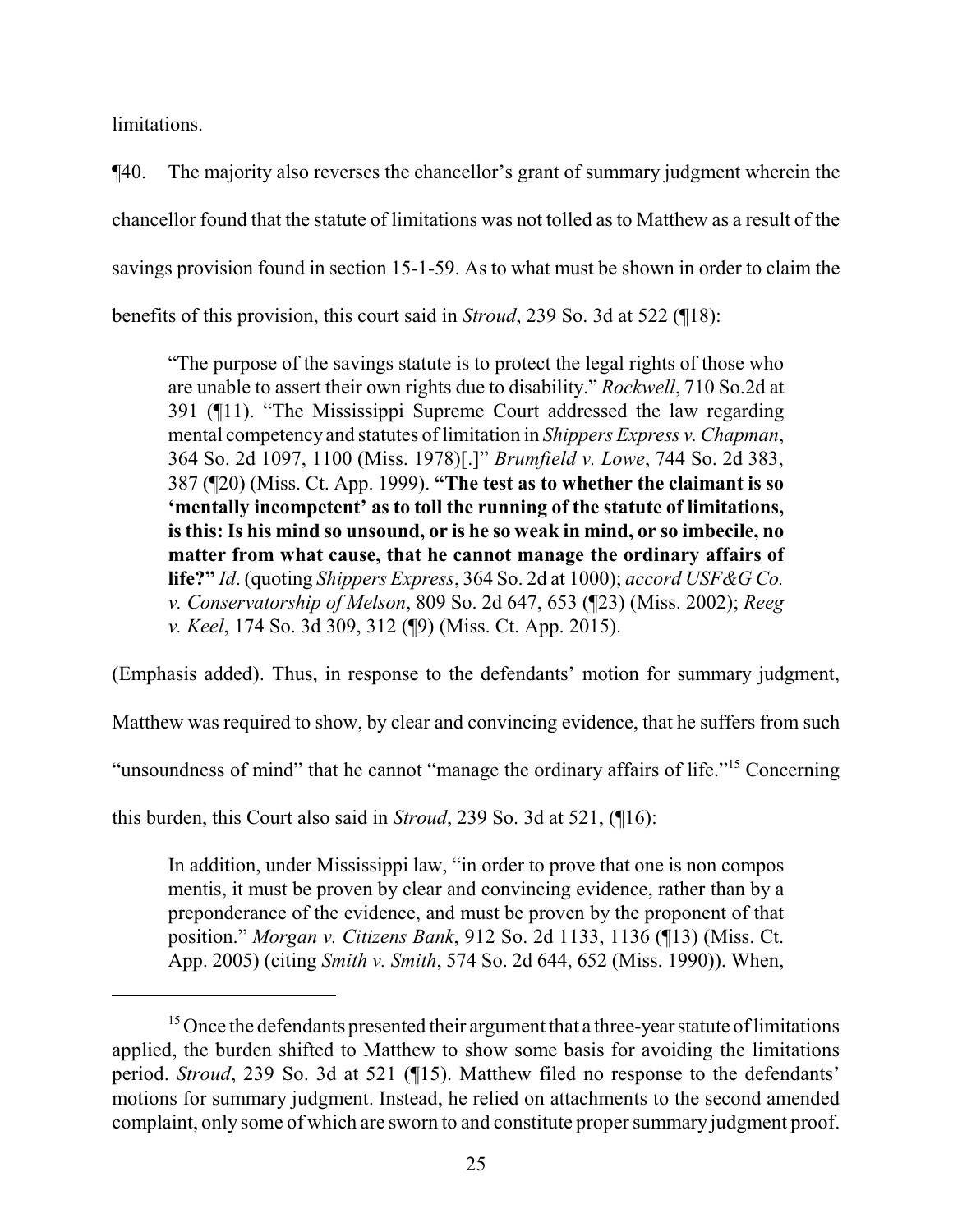limitations.

¶40. The majority also reverses the chancellor's grant of summary judgment wherein the chancellor found that the statute of limitations was not tolled as to Matthew as a result of the savings provision found in section 15-1-59. As to what must be shown in order to claim the benefits of this provision, this court said in *Stroud*, 239 So. 3d at 522 (¶18):

> "The purpose of the savings statute is to protect the legal rights of those who are unable to assert their own rights due to disability." *Rockwell*, 710 So.2d at 391 (¶11). "The Mississippi Supreme Court addressed the law regarding mental competency and statutes of limitation in *Shippers Express v. Chapman*, 364 So. 2d 1097, 1100 (Miss. 1978)[.]" *Brumfield v. Lowe*, 744 So. 2d 383, 387 (¶20) (Miss. Ct. App. 1999). **"The test as to whether the claimant is so 'mentally incompetent' as to toll the running of the statute of limitations, is this: Is his mind so unsound, or is he so weak in mind, or so imbecile, no matter from what cause, that he cannot manage the ordinary affairs of life?"** *Id*. (quoting *Shippers Express*, 364 So. 2d at 1000); *accord USF&G Co. v. Conservatorship of Melson*, 809 So. 2d 647, 653 (¶23) (Miss. 2002); *Reeg v. Keel*, 174 So. 3d 309, 312 (¶9) (Miss. Ct. App. 2015).

(Emphasis added). Thus, in response to the defendants' motion for summary judgment, Matthew was required to show, by clear and convincing evidence, that he suffers from such "unsoundness of mind" that he cannot "manage the ordinary affairs of life."[15] Concerning this burden, this Court also said in *Stroud*, 239 So. 3d at 521, (¶16):

> In addition, under Mississippi law, "in order to prove that one is non compos mentis, it must be proven by clear and convincing evidence, rather than by a preponderance of the evidence, and must be proven by the proponent of that position." *Morgan v. Citizens Bank*, 912 So. 2d 1133, 1136 (¶13) (Miss. Ct. App. 2005) (citing *Smith v. Smith*, 574 So. 2d 644, 652 (Miss. 1990)). When,

---

[15] Once the defendants presented their argument that a three-year statute of limitations applied, the burden shifted to Matthew to show some basis for avoiding the limitations period. *Stroud*, 239 So. 3d at 521 (¶15). Matthew filed no response to the defendants' motions for summary judgment. Instead, he relied on attachments to the second amended complaint, only some of which are sworn to and constitute proper summary judgment proof.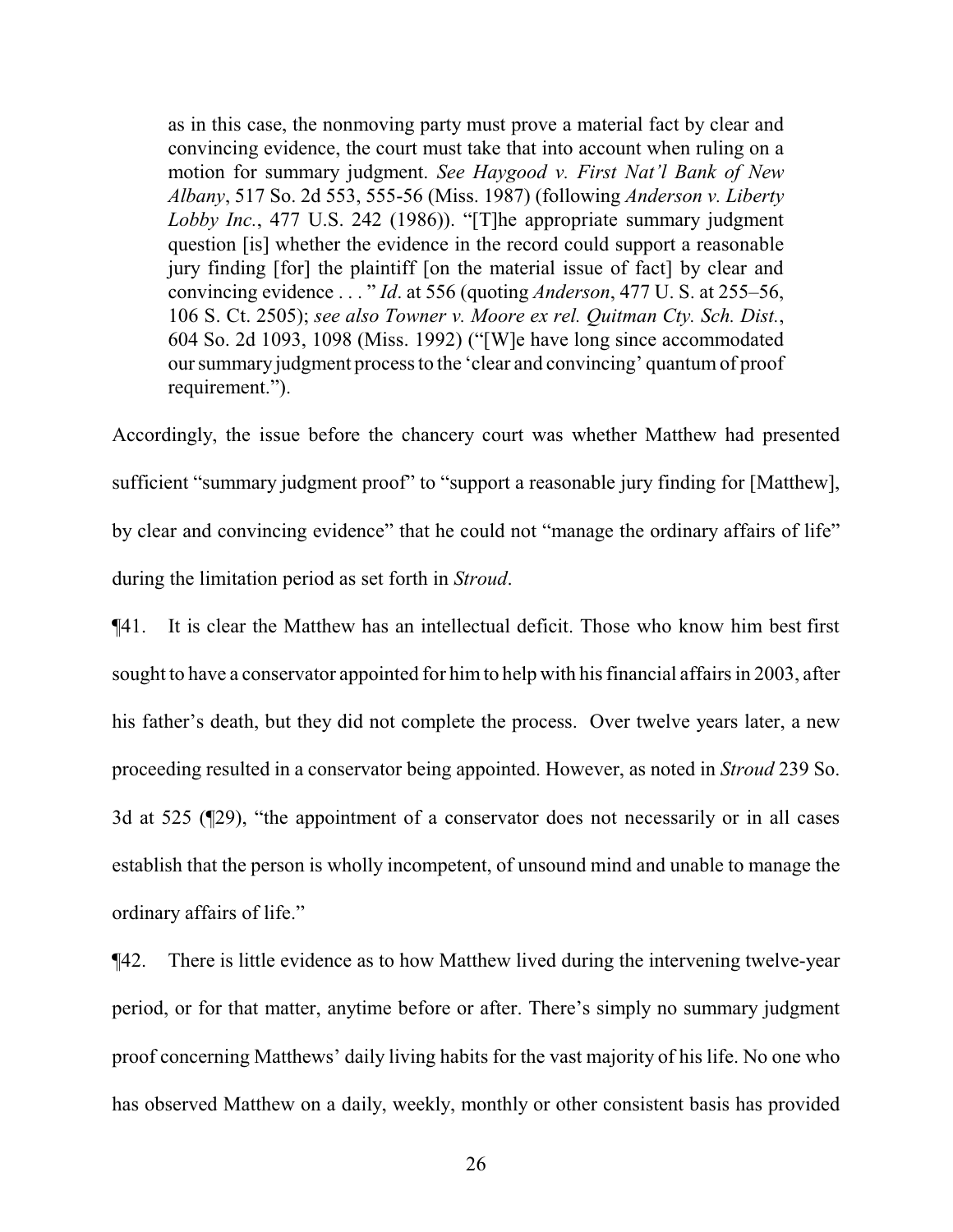as in this case, the nonmoving party must prove a material fact by clear and convincing evidence, the court must take that into account when ruling on a motion for summary judgment. *See Haygood v. First Nat'l Bank of New Albany*, 517 So. 2d 553, 555-56 (Miss. 1987) (following *Anderson v. Liberty Lobby Inc.*, 477 U.S. 242 (1986)). "[T]he appropriate summary judgment question [is] whether the evidence in the record could support a reasonable jury finding [for] the plaintiff [on the material issue of fact] by clear and convincing evidence . . . " *Id*. at 556 (quoting *Anderson*, 477 U. S. at 255–56, 106 S. Ct. 2505); *see also Towner v. Moore ex rel. Quitman Cty. Sch. Dist.*, 604 So. 2d 1093, 1098 (Miss. 1992) ("[W]e have long since accommodated our summary judgment process to the 'clear and convincing' quantum of proof requirement.").

Accordingly, the issue before the chancery court was whether Matthew had presented sufficient "summary judgment proof" to "support a reasonable jury finding for [Matthew], by clear and convincing evidence" that he could not "manage the ordinary affairs of life" during the limitation period as set forth in *Stroud*.

¶41. It is clear the Matthew has an intellectual deficit. Those who know him best first sought to have a conservator appointed for him to help with his financial affairs in 2003, after his father's death, but they did not complete the process. Over twelve years later, a new proceeding resulted in a conservator being appointed. However, as noted in *Stroud* 239 So. 3d at 525 (¶29), "the appointment of a conservator does not necessarily or in all cases establish that the person is wholly incompetent, of unsound mind and unable to manage the ordinary affairs of life."

¶42. There is little evidence as to how Matthew lived during the intervening twelve-year period, or for that matter, anytime before or after. There's simply no summary judgment proof concerning Matthews' daily living habits for the vast majority of his life. No one who has observed Matthew on a daily, weekly, monthly or other consistent basis has provided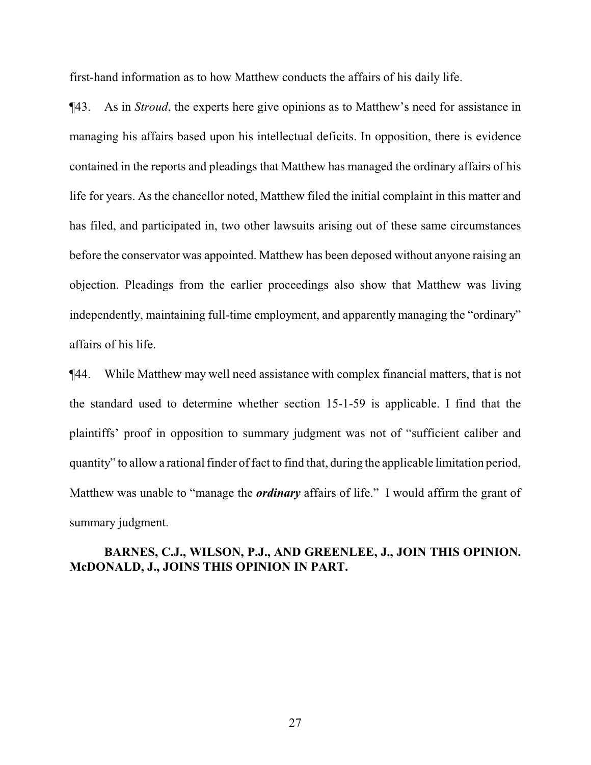first-hand information as to how Matthew conducts the affairs of his daily life.

¶43. As in *Stroud*, the experts here give opinions as to Matthew's need for assistance in managing his affairs based upon his intellectual deficits. In opposition, there is evidence contained in the reports and pleadings that Matthew has managed the ordinary affairs of his life for years. As the chancellor noted, Matthew filed the initial complaint in this matter and has filed, and participated in, two other lawsuits arising out of these same circumstances before the conservator was appointed. Matthew has been deposed without anyone raising an objection. Pleadings from the earlier proceedings also show that Matthew was living independently, maintaining full-time employment, and apparently managing the "ordinary" affairs of his life.

¶44. While Matthew may well need assistance with complex financial matters, that is not the standard used to determine whether section 15-1-59 is applicable. I find that the plaintiffs' proof in opposition to summary judgment was not of "sufficient caliber and quantity" to allow a rational finder of fact to find that, during the applicable limitation period, Matthew was unable to "manage the ***ordinary*** affairs of life." I would affirm the grant of summary judgment.

**BARNES, C.J., WILSON, P.J., AND GREENLEE, J., JOIN THIS OPINION. McDONALD, J., JOINS THIS OPINION IN PART.**